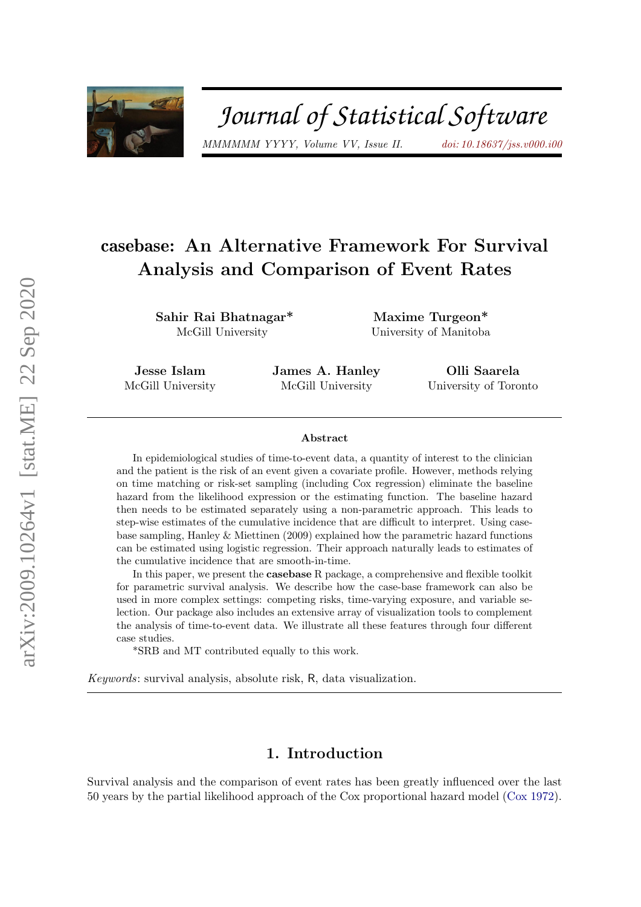# casebase: An Alternative Framework For Survival Analysis and Comparison of Event Rates

**Sahir Rai Bhatnagar***
McGill University

**Maxime Turgeon***
University of Manitoba

**Jesse Islam**
McGill University

**James A. Hanley**
McGill University

**Olli Saarela**
University of Toronto

## Abstract

In epidemiological studies of time-to-event data, a quantity of interest to the clinician and the patient is the risk of an event given a covariate profile. However, methods relying on time matching or risk-set sampling (including Cox regression) eliminate the baseline hazard from the likelihood expression or the estimating function. The baseline hazard then needs to be estimated separately using a non-parametric approach. This leads to step-wise estimates of the cumulative incidence that are difficult to interpret. Using case-base sampling, Hanley & Miettinen (2009) explained how the parametric hazard functions can be estimated using logistic regression. Their approach naturally leads to estimates of the cumulative incidence that are smooth-in-time.

In this paper, we present the **casebase** R package, a comprehensive and flexible toolkit for parametric survival analysis. We describe how the case-base framework can also be used in more complex settings: competing risks, time-varying exposure, and variable selection. Our package also includes an extensive array of visualization tools to complement the analysis of time-to-event data. We illustrate all these features through four different case studies.

*SRB and MT contributed equally to this work.

*Keywords*: survival analysis, absolute risk, R, data visualization.

## 1. Introduction

Survival analysis and the comparison of event rates has been greatly influenced over the last 50 years by the partial likelihood approach of the Cox proportional hazard model (Cox 1972).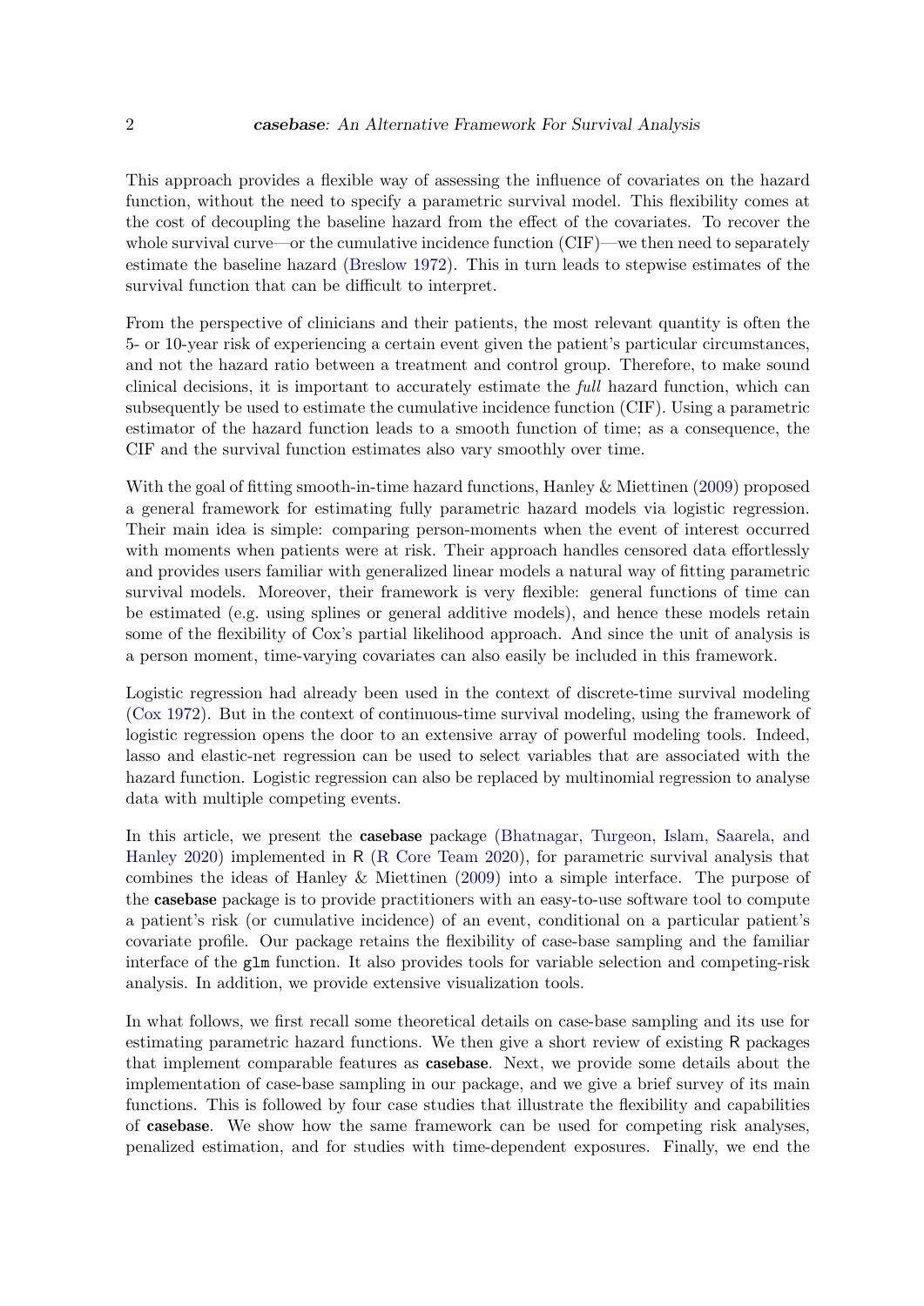This approach provides a flexible way of assessing the influence of covariates on the hazard function, without the need to specify a parametric survival model. This flexibility comes at the cost of decoupling the baseline hazard from the effect of the covariates. To recover the whole survival curve—or the cumulative incidence function (CIF)—we then need to separately estimate the baseline hazard (Breslow 1972). This in turn leads to stepwise estimates of the survival function that can be difficult to interpret.

From the perspective of clinicians and their patients, the most relevant quantity is often the 5- or 10-year risk of experiencing a certain event given the patient's particular circumstances, and not the hazard ratio between a treatment and control group. Therefore, to make sound clinical decisions, it is important to accurately estimate the *full* hazard function, which can subsequently be used to estimate the cumulative incidence function (CIF). Using a parametric estimator of the hazard function leads to a smooth function of time; as a consequence, the CIF and the survival function estimates also vary smoothly over time.

With the goal of fitting smooth-in-time hazard functions, Hanley & Miettinen (2009) proposed a general framework for estimating fully parametric hazard models via logistic regression. Their main idea is simple: comparing person-moments when the event of interest occurred with moments when patients were at risk. Their approach handles censored data effortlessly and provides users familiar with generalized linear models a natural way of fitting parametric survival models. Moreover, their framework is very flexible: general functions of time can be estimated (e.g. using splines or general additive models), and hence these models retain some of the flexibility of Cox's partial likelihood approach. And since the unit of analysis is a person moment, time-varying covariates can also easily be included in this framework.

Logistic regression had already been used in the context of discrete-time survival modeling (Cox 1972). But in the context of continuous-time survival modeling, using the framework of logistic regression opens the door to an extensive array of powerful modeling tools. Indeed, lasso and elastic-net regression can be used to select variables that are associated with the hazard function. Logistic regression can also be replaced by multinomial regression to analyse data with multiple competing events.

In this article, we present the **casebase** package (Bhatnagar, Turgeon, Islam, Saarela, and Hanley 2020) implemented in R (R Core Team 2020), for parametric survival analysis that combines the ideas of Hanley & Miettinen (2009) into a simple interface. The purpose of the **casebase** package is to provide practitioners with an easy-to-use software tool to compute a patient's risk (or cumulative incidence) of an event, conditional on a particular patient's covariate profile. Our package retains the flexibility of case-base sampling and the familiar interface of the `glm` function. It also provides tools for variable selection and competing-risk analysis. In addition, we provide extensive visualization tools.

In what follows, we first recall some theoretical details on case-base sampling and its use for estimating parametric hazard functions. We then give a short review of existing R packages that implement comparable features as **casebase**. Next, we provide some details about the implementation of case-base sampling in our package, and we give a brief survey of its main functions. This is followed by four case studies that illustrate the flexibility and capabilities of **casebase**. We show how the same framework can be used for competing risk analyses, penalized estimation, and for studies with time-dependent exposures. Finally, we end the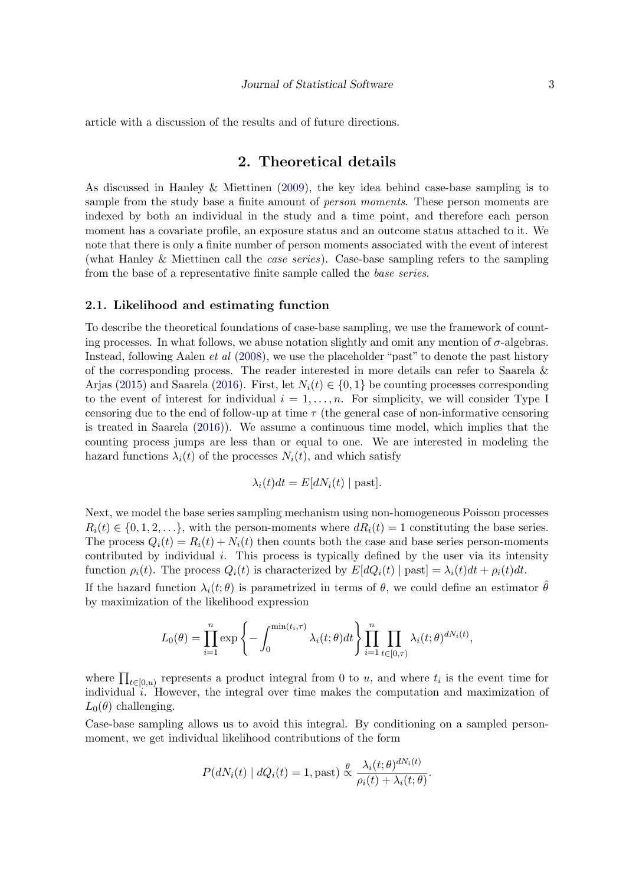article with a discussion of the results and of future directions.

## 2. Theoretical details

As discussed in Hanley & Miettinen (2009), the key idea behind case-base sampling is to sample from the study base a finite amount of *person moments*. These person moments are indexed by both an individual in the study and a time point, and therefore each person moment has a covariate profile, an exposure status and an outcome status attached to it. We note that there is only a finite number of person moments associated with the event of interest (what Hanley & Miettinen call the *case series*). Case-base sampling refers to the sampling from the base of a representative finite sample called the *base series*.

### 2.1. Likelihood and estimating function

To describe the theoretical foundations of case-base sampling, we use the framework of counting processes. In what follows, we abuse notation slightly and omit any mention of $\sigma$-algebras. Instead, following Aalen *et al* (2008), we use the placeholder "past" to denote the past history of the corresponding process. The reader interested in more details can refer to Saarela & Arjas (2015) and Saarela (2016). First, let $N_i(t) \in \{0, 1\}$ be counting processes corresponding to the event of interest for individual $i = 1, \ldots, n$. For simplicity, we will consider Type I censoring due to the end of follow-up at time $\tau$ (the general case of non-informative censoring is treated in Saarela (2016)). We assume a continuous time model, which implies that the counting process jumps are less than or equal to one. We are interested in modeling the hazard functions $\lambda_i(t)$ of the processes $N_i(t)$, and which satisfy

$$\lambda_i(t)dt = E[dN_i(t) \mid \text{past}].$$

Next, we model the base series sampling mechanism using non-homogeneous Poisson processes $R_i(t) \in \{0, 1, 2, \ldots\}$, with the person-moments where $dR_i(t) = 1$ constituting the base series. The process $Q_i(t) = R_i(t) + N_i(t)$ then counts both the case and base series person-moments contributed by individual $i$. This process is typically defined by the user via its intensity function $\rho_i(t)$. The process $Q_i(t)$ is characterized by $E[dQ_i(t) \mid \text{past}] = \lambda_i(t)dt + \rho_i(t)dt$.

If the hazard function $\lambda_i(t; \theta)$ is parametrized in terms of $\theta$, we could define an estimator $\hat{\theta}$ by maximization of the likelihood expression

$$L_0(\theta) = \prod_{i=1}^{n} \exp\left\{ -\int_0^{\min(t_i, \tau)} \lambda_i(t; \theta)dt \right\} \prod_{i=1}^{n} \prod_{t \in [0, \tau)} \lambda_i(t; \theta)^{dN_i(t)},$$

where $\prod_{t \in [0, u)}$ represents a product integral from 0 to $u$, and where $t_i$ is the event time for individual $i$. However, the integral over time makes the computation and maximization of $L_0(\theta)$ challenging.

Case-base sampling allows us to avoid this integral. By conditioning on a sampled person-moment, we get individual likelihood contributions of the form

$$P(dN_i(t) \mid dQ_i(t) = 1, \text{past}) \overset{\theta}{\propto} \frac{\lambda_i(t; \theta)^{dN_i(t)}}{\rho_i(t) + \lambda_i(t; \theta)}.$$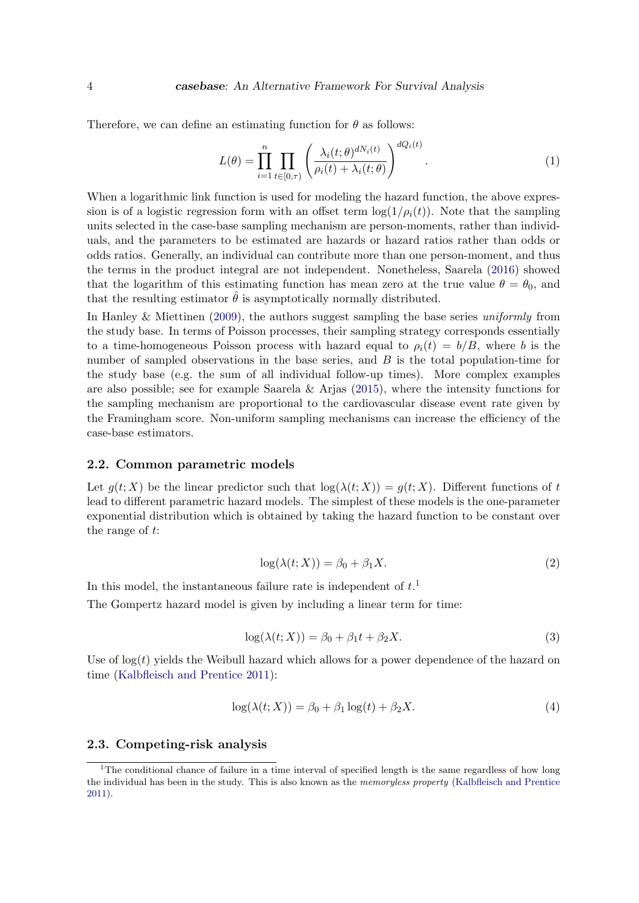Therefore, we can define an estimating function for $\theta$ as follows:

$$L(\theta) = \prod_{i=1}^{n} \prod_{t \in [0,\tau)} \left( \frac{\lambda_i(t;\theta)^{dN_i(t)}}{\rho_i(t) + \lambda_i(t;\theta)} \right)^{dQ_i(t)}. \tag{1}$$

When a logarithmic link function is used for modeling the hazard function, the above expression is of a logistic regression form with an offset term $\log(1/\rho_i(t))$. Note that the sampling units selected in the case-base sampling mechanism are person-moments, rather than individuals, and the parameters to be estimated are hazards or hazard ratios rather than odds or odds ratios. Generally, an individual can contribute more than one person-moment, and thus the terms in the product integral are not independent. Nonetheless, Saarela (2016) showed that the logarithm of this estimating function has mean zero at the true value $\theta = \theta_0$, and that the resulting estimator $\hat{\theta}$ is asymptotically normally distributed.

In Hanley & Miettinen (2009), the authors suggest sampling the base series *uniformly* from the study base. In terms of Poisson processes, their sampling strategy corresponds essentially to a time-homogeneous Poisson process with hazard equal to $\rho_i(t) = b/B$, where $b$ is the number of sampled observations in the base series, and $B$ is the total population-time for the study base (e.g. the sum of all individual follow-up times). More complex examples are also possible; see for example Saarela & Arjas (2015), where the intensity functions for the sampling mechanism are proportional to the cardiovascular disease event rate given by the Framingham score. Non-uniform sampling mechanisms can increase the efficiency of the case-base estimators.

## 2.2. Common parametric models

Let $g(t;X)$ be the linear predictor such that $\log(\lambda(t;X)) = g(t;X)$. Different functions of $t$ lead to different parametric hazard models. The simplest of these models is the one-parameter exponential distribution which is obtained by taking the hazard function to be constant over the range of $t$:

$$\log(\lambda(t;X)) = \beta_0 + \beta_1 X. \tag{2}$$

In this model, the instantaneous failure rate is independent of $t$.[1]

The Gompertz hazard model is given by including a linear term for time:

$$\log(\lambda(t;X)) = \beta_0 + \beta_1 t + \beta_2 X. \tag{3}$$

Use of $\log(t)$ yields the Weibull hazard which allows for a power dependence of the hazard on time (Kalbfleisch and Prentice 2011):

$$\log(\lambda(t;X)) = \beta_0 + \beta_1 \log(t) + \beta_2 X. \tag{4}$$

## 2.3. Competing-risk analysis

[1] The conditional chance of failure in a time interval of specified length is the same regardless of how long the individual has been in the study. This is also known as the *memoryless property* (Kalbfleisch and Prentice 2011).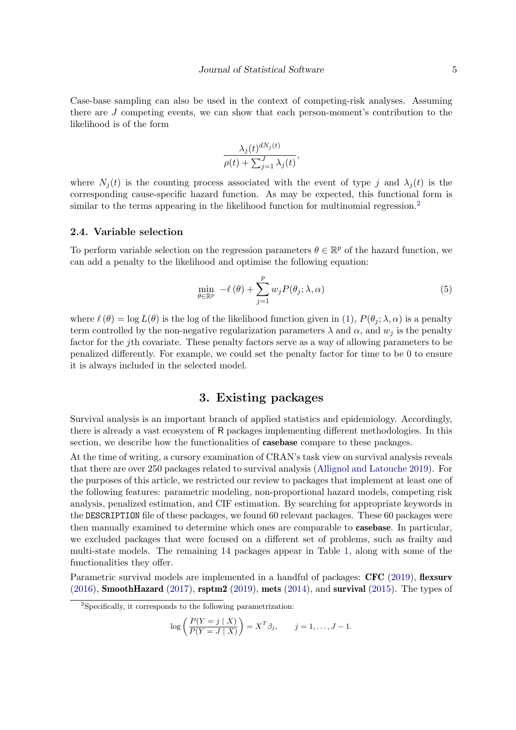Case-base sampling can also be used in the context of competing-risk analyses. Assuming there are $J$ competing events, we can show that each person-moment's contribution to the likelihood is of the form

$$\frac{\lambda_j(t)^{dN_j(t)}}{\rho(t) + \sum_{j=1}^J \lambda_j(t)},$$

where $N_j(t)$ is the counting process associated with the event of type $j$ and $\lambda_j(t)$ is the corresponding cause-specific hazard function. As may be expected, this functional form is similar to the terms appearing in the likelihood function for multinomial regression.[2]

### 2.4. Variable selection

To perform variable selection on the regression parameters $\theta \in \mathbb{R}^p$ of the hazard function, we can add a penalty to the likelihood and optimise the following equation:

$$\min_{\theta \in \mathbb{R}^p} \; -\ell\left(\theta\right) + \sum_{j=1}^{p} w_j P(\theta_j; \lambda, \alpha) \tag{5}$$

where $\ell\left(\theta\right) = \log L(\theta)$ is the log of the likelihood function given in (1), $P(\theta_j; \lambda, \alpha)$ is a penalty term controlled by the non-negative regularization parameters $\lambda$ and $\alpha$, and $w_j$ is the penalty factor for the $j$th covariate. These penalty factors serve as a way of allowing parameters to be penalized differently. For example, we could set the penalty factor for time to be 0 to ensure it is always included in the selected model.

## 3. Existing packages

Survival analysis is an important branch of applied statistics and epidemiology. Accordingly, there is already a vast ecosystem of R packages implementing different methodologies. In this section, we describe how the functionalities of **casebase** compare to these packages.

At the time of writing, a cursory examination of CRAN's task view on survival analysis reveals that there are over 250 packages related to survival analysis (Allignol and Latouche 2019). For the purposes of this article, we restricted our review to packages that implement at least one of the following features: parametric modeling, non-proportional hazard models, competing risk analysis, penalized estimation, and CIF estimation. By searching for appropriate keywords in the `DESCRIPTION` file of these packages, we found 60 relevant packages. These 60 packages were then manually examined to determine which ones are comparable to **casebase**. In particular, we excluded packages that were focused on a different set of problems, such as frailty and multi-state models. The remaining 14 packages appear in Table 1, along with some of the functionalities they offer.

Parametric survival models are implemented in a handful of packages: **CFC** (2019), **flexsurv** (2016), **SmoothHazard** (2017), **rsptm2** (2019), **mets** (2014), and **survival** (2015). The types of

[2] Specifically, it corresponds to the following parametrization:

$$\log\left(\frac{P(Y = j \mid X)}{P(Y = J \mid X)}\right) = X^T\beta_j, \qquad j = 1, \ldots, J-1.$$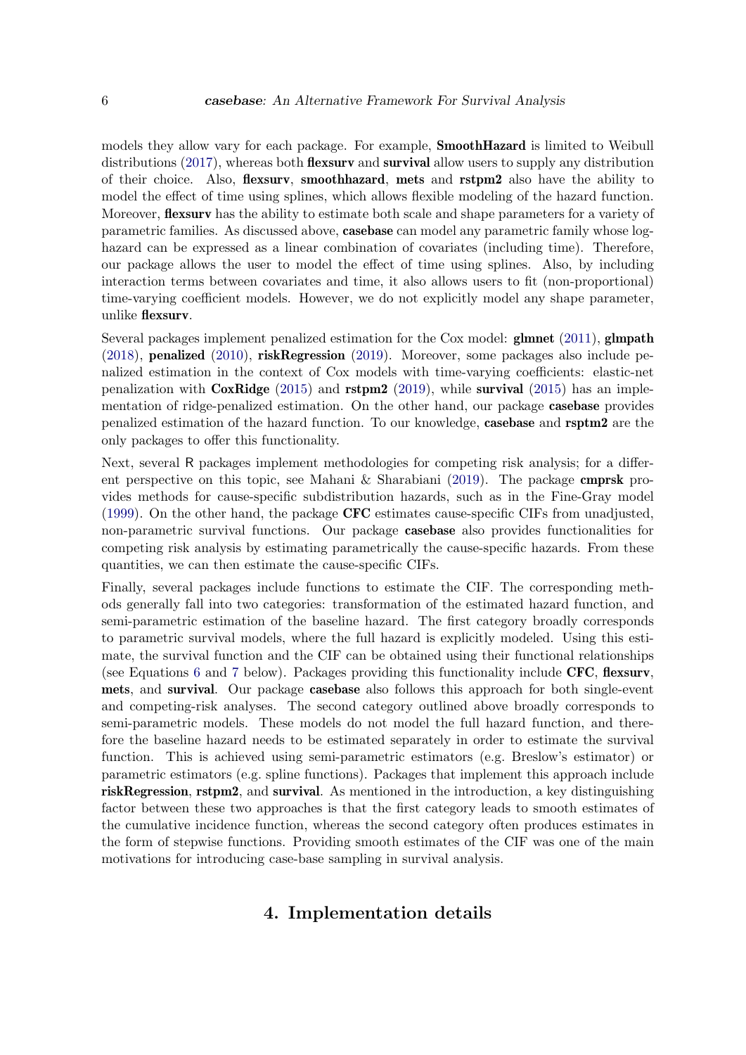models they allow vary for each package. For example, **SmoothHazard** is limited to Weibull distributions (2017), whereas both **flexsurv** and **survival** allow users to supply any distribution of their choice. Also, **flexsurv**, **smoothhazard**, **mets** and **rstpm2** also have the ability to model the effect of time using splines, which allows flexible modeling of the hazard function. Moreover, **flexsurv** has the ability to estimate both scale and shape parameters for a variety of parametric families. As discussed above, **casebase** can model any parametric family whose log-hazard can be expressed as a linear combination of covariates (including time). Therefore, our package allows the user to model the effect of time using splines. Also, by including interaction terms between covariates and time, it also allows users to fit (non-proportional) time-varying coefficient models. However, we do not explicitly model any shape parameter, unlike **flexsurv**.

Several packages implement penalized estimation for the Cox model: **glmnet** (2011), **glmpath** (2018), **penalized** (2010), **riskRegression** (2019). Moreover, some packages also include penalized estimation in the context of Cox models with time-varying coefficients: elastic-net penalization with **CoxRidge** (2015) and **rstpm2** (2019), while **survival** (2015) has an implementation of ridge-penalized estimation. On the other hand, our package **casebase** provides penalized estimation of the hazard function. To our knowledge, **casebase** and **rsptm2** are the only packages to offer this functionality.

Next, several R packages implement methodologies for competing risk analysis; for a different perspective on this topic, see Mahani & Sharabiani (2019). The package **cmprsk** provides methods for cause-specific subdistribution hazards, such as in the Fine-Gray model (1999). On the other hand, the package **CFC** estimates cause-specific CIFs from unadjusted, non-parametric survival functions. Our package **casebase** also provides functionalities for competing risk analysis by estimating parametrically the cause-specific hazards. From these quantities, we can then estimate the cause-specific CIFs.

Finally, several packages include functions to estimate the CIF. The corresponding methods generally fall into two categories: transformation of the estimated hazard function, and semi-parametric estimation of the baseline hazard. The first category broadly corresponds to parametric survival models, where the full hazard is explicitly modeled. Using this estimate, the survival function and the CIF can be obtained using their functional relationships (see Equations 6 and 7 below). Packages providing this functionality include **CFC**, **flexsurv**, **mets**, and **survival**. Our package **casebase** also follows this approach for both single-event and competing-risk analyses. The second category outlined above broadly corresponds to semi-parametric models. These models do not model the full hazard function, and therefore the baseline hazard needs to be estimated separately in order to estimate the survival function. This is achieved using semi-parametric estimators (e.g. Breslow's estimator) or parametric estimators (e.g. spline functions). Packages that implement this approach include **riskRegression**, **rstpm2**, and **survival**. As mentioned in the introduction, a key distinguishing factor between these two approaches is that the first category leads to smooth estimates of the cumulative incidence function, whereas the second category often produces estimates in the form of stepwise functions. Providing smooth estimates of the CIF was one of the main motivations for introducing case-base sampling in survival analysis.

# 4. Implementation details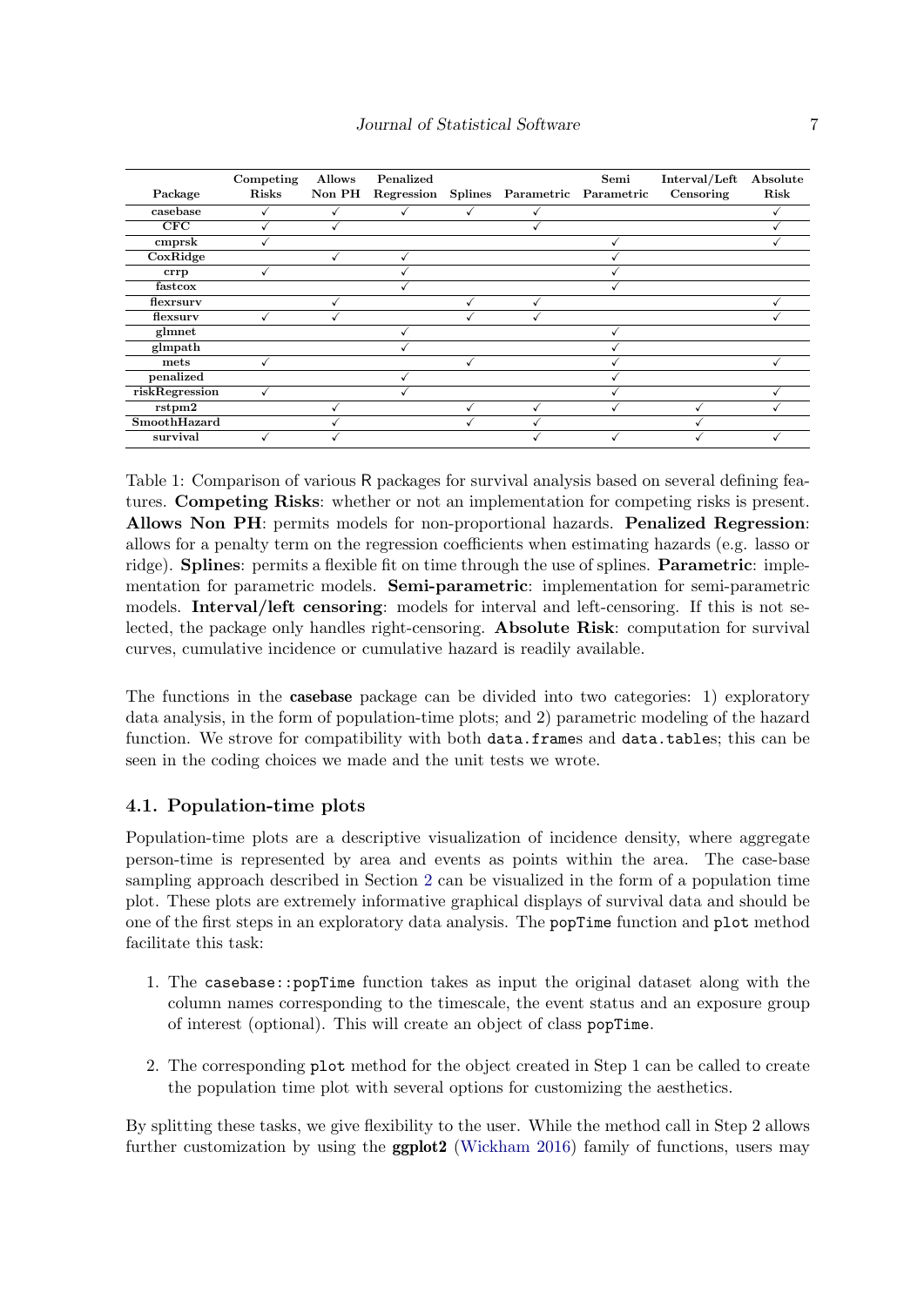| Package | Competing Risks | Allows Non PH | Penalized Regression | Splines | Parametric | Semi Parametric | Interval/Left Censoring | Absolute Risk |
|---|---|---|---|---|---|---|---|---|
| casebase | ✓ | ✓ | ✓ | ✓ | ✓ | | | ✓ |
| CFC | ✓ | ✓ | | | ✓ | | | ✓ |
| cmprsk | ✓ | | | | | ✓ | | ✓ |
| CoxRidge | | ✓ | ✓ | | | ✓ | | |
| crrp | ✓ | | ✓ | | | ✓ | | |
| fastcox | | | ✓ | | | ✓ | | |
| flexrsurv | | ✓ | | ✓ | ✓ | | | ✓ |
| flexsurv | ✓ | ✓ | | ✓ | ✓ | | | ✓ |
| glmnet | | | ✓ | | | ✓ | | |
| glmpath | | | ✓ | | | ✓ | | |
| mets | ✓ | | | ✓ | | ✓ | | ✓ |
| penalized | | | ✓ | | | ✓ | | |
| riskRegression | ✓ | | ✓ | | | ✓ | | ✓ |
| rstpm2 | | ✓ | | ✓ | ✓ | ✓ | ✓ | ✓ |
| SmoothHazard | | ✓ | | ✓ | ✓ | | ✓ | |
| survival | ✓ | ✓ | | | ✓ | ✓ | ✓ | ✓ |

Table 1: Comparison of various R packages for survival analysis based on several defining features. **Competing Risks**: whether or not an implementation for competing risks is present. **Allows Non PH**: permits models for non-proportional hazards. **Penalized Regression**: allows for a penalty term on the regression coefficients when estimating hazards (e.g. lasso or ridge). **Splines**: permits a flexible fit on time through the use of splines. **Parametric**: implementation for parametric models. **Semi-parametric**: implementation for semi-parametric models. **Interval/left censoring**: models for interval and left-censoring. If this is not selected, the package only handles right-censoring. **Absolute Risk**: computation for survival curves, cumulative incidence or cumulative hazard is readily available.

The functions in the **casebase** package can be divided into two categories: 1) exploratory data analysis, in the form of population-time plots; and 2) parametric modeling of the hazard function. We strove for compatibility with both `data.frame`s and `data.table`s; this can be seen in the coding choices we made and the unit tests we wrote.

### 4.1. Population-time plots

Population-time plots are a descriptive visualization of incidence density, where aggregate person-time is represented by area and events as points within the area. The case-base sampling approach described in Section 2 can be visualized in the form of a population time plot. These plots are extremely informative graphical displays of survival data and should be one of the first steps in an exploratory data analysis. The `popTime` function and `plot` method facilitate this task:

1. The `casebase::popTime` function takes as input the original dataset along with the column names corresponding to the timescale, the event status and an exposure group of interest (optional). This will create an object of class `popTime`.

2. The corresponding `plot` method for the object created in Step 1 can be called to create the population time plot with several options for customizing the aesthetics.

By splitting these tasks, we give flexibility to the user. While the method call in Step 2 allows further customization by using the **ggplot2** (Wickham 2016) family of functions, users may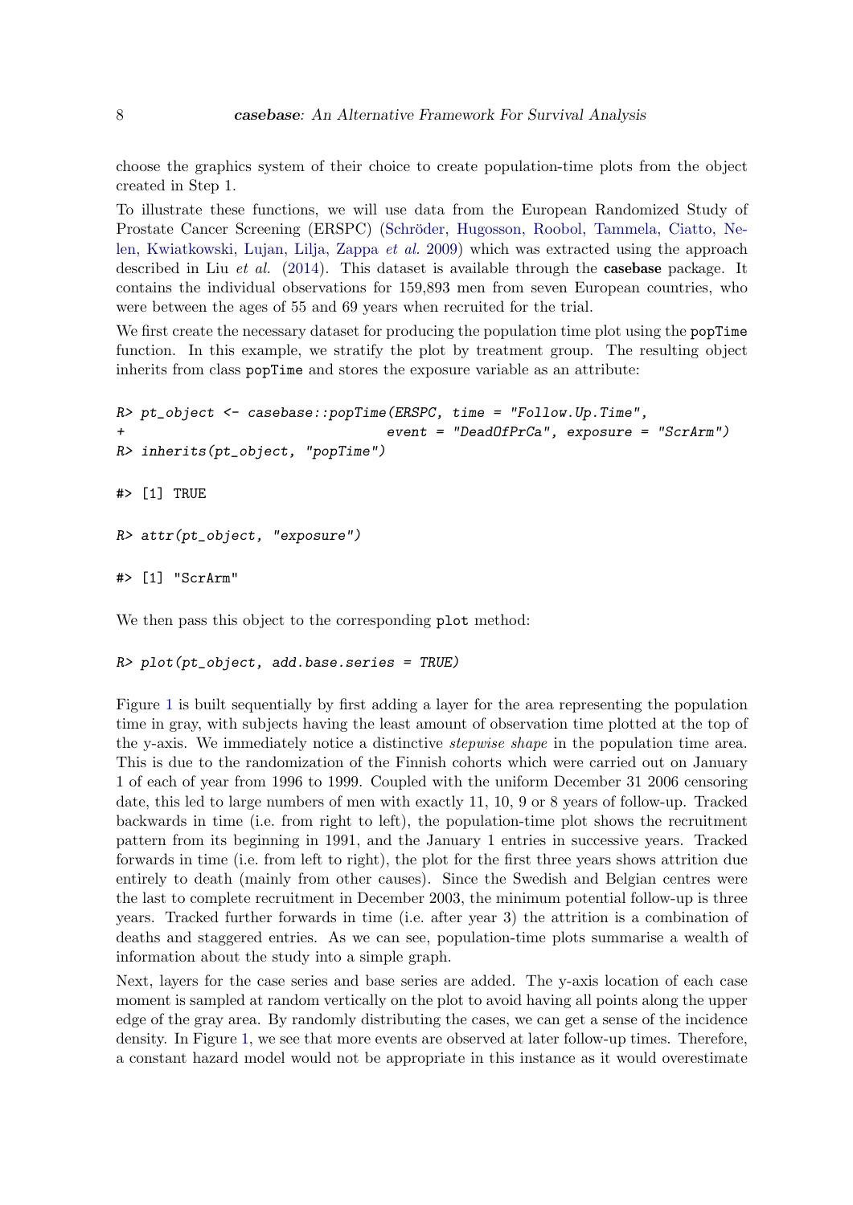choose the graphics system of their choice to create population-time plots from the object created in Step 1.

To illustrate these functions, we will use data from the European Randomized Study of Prostate Cancer Screening (ERSPC) (Schröder, Hugosson, Roobol, Tammela, Ciatto, Nelen, Kwiatkowski, Lujan, Lilja, Zappa *et al.* 2009) which was extracted using the approach described in Liu *et al.* (2014). This dataset is available through the **casebase** package. It contains the individual observations for 159,893 men from seven European countries, who were between the ages of 55 and 69 years when recruited for the trial.

We first create the necessary dataset for producing the population time plot using the `popTime` function. In this example, we stratify the plot by treatment group. The resulting object inherits from class `popTime` and stores the exposure variable as an attribute:

```
R> pt_object <- casebase::popTime(ERSPC, time = "Follow.Up.Time",
+                                 event = "DeadOfPrCa", exposure = "ScrArm")
R> inherits(pt_object, "popTime")

#> [1] TRUE

R> attr(pt_object, "exposure")

#> [1] "ScrArm"
```

We then pass this object to the corresponding `plot` method:

```
R> plot(pt_object, add.base.series = TRUE)
```

Figure 1 is built sequentially by first adding a layer for the area representing the population time in gray, with subjects having the least amount of observation time plotted at the top of the y-axis. We immediately notice a distinctive *stepwise shape* in the population time area. This is due to the randomization of the Finnish cohorts which were carried out on January 1 of each of year from 1996 to 1999. Coupled with the uniform December 31 2006 censoring date, this led to large numbers of men with exactly 11, 10, 9 or 8 years of follow-up. Tracked backwards in time (i.e. from right to left), the population-time plot shows the recruitment pattern from its beginning in 1991, and the January 1 entries in successive years. Tracked forwards in time (i.e. from left to right), the plot for the first three years shows attrition due entirely to death (mainly from other causes). Since the Swedish and Belgian centres were the last to complete recruitment in December 2003, the minimum potential follow-up is three years. Tracked further forwards in time (i.e. after year 3) the attrition is a combination of deaths and staggered entries. As we can see, population-time plots summarise a wealth of information about the study into a simple graph.

Next, layers for the case series and base series are added. The y-axis location of each case moment is sampled at random vertically on the plot to avoid having all points along the upper edge of the gray area. By randomly distributing the cases, we can get a sense of the incidence density. In Figure 1, we see that more events are observed at later follow-up times. Therefore, a constant hazard model would not be appropriate in this instance as it would overestimate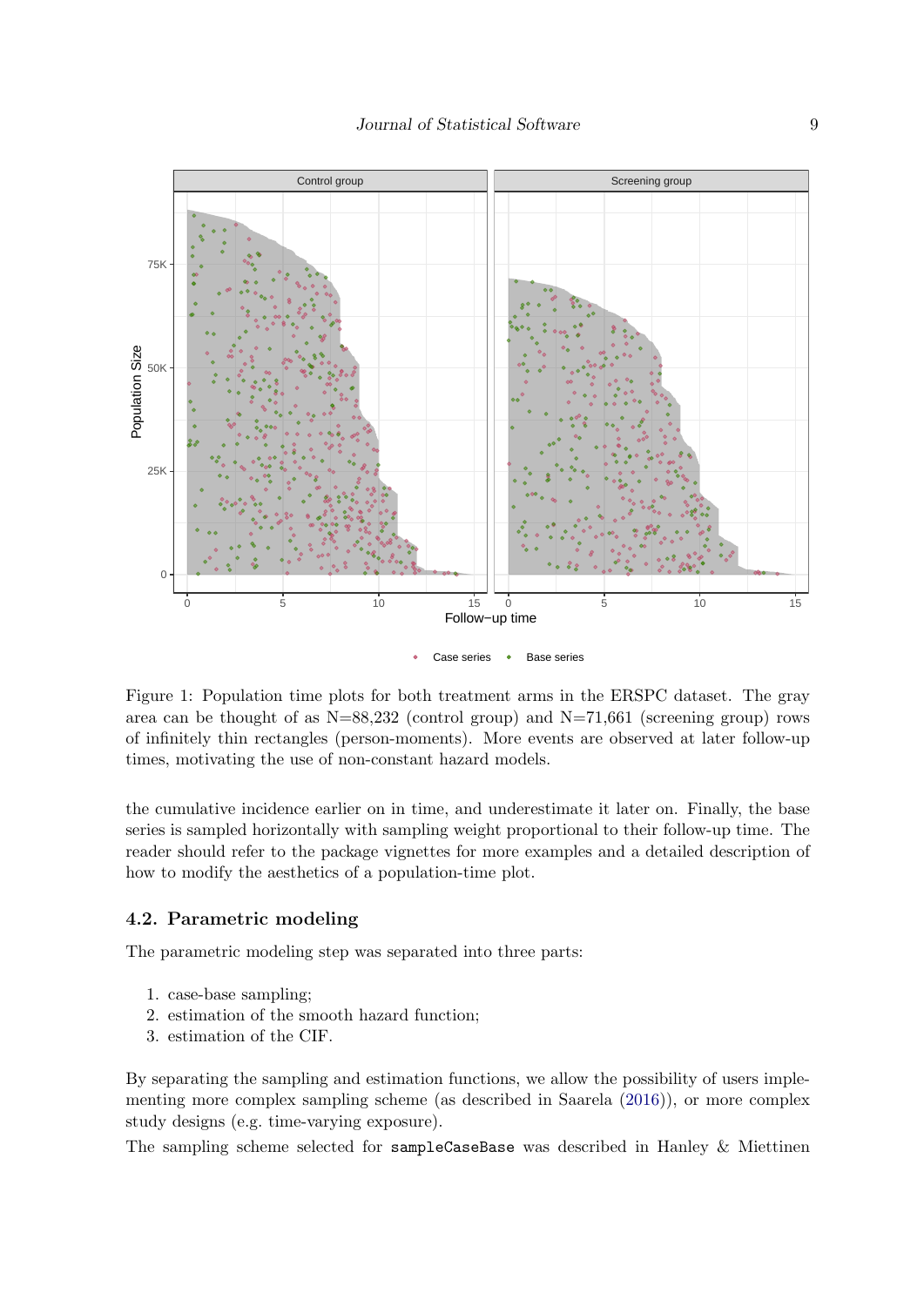Figure 1: Population time plots for both treatment arms in the ERSPC dataset. The gray area can be thought of as N=88,232 (control group) and N=71,661 (screening group) rows of infinitely thin rectangles (person-moments). More events are observed at later follow-up times, motivating the use of non-constant hazard models.

the cumulative incidence earlier on in time, and underestimate it later on. Finally, the base series is sampled horizontally with sampling weight proportional to their follow-up time. The reader should refer to the package vignettes for more examples and a detailed description of how to modify the aesthetics of a population-time plot.

### 4.2. Parametric modeling

The parametric modeling step was separated into three parts:

1. case-base sampling;
2. estimation of the smooth hazard function;
3. estimation of the CIF.

By separating the sampling and estimation functions, we allow the possibility of users implementing more complex sampling scheme (as described in Saarela (2016)), or more complex study designs (e.g. time-varying exposure).

The sampling scheme selected for `sampleCaseBase` was described in Hanley & Miettinen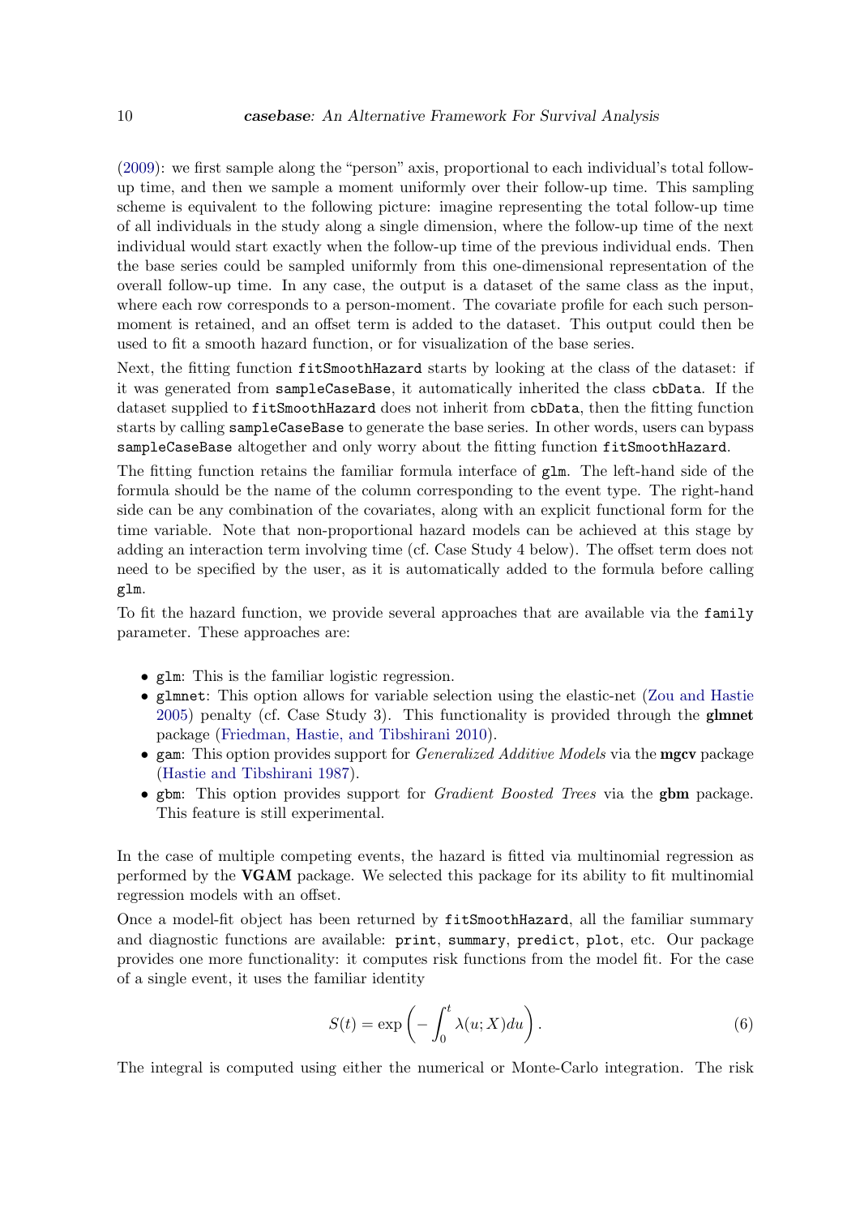(2009): we first sample along the "person" axis, proportional to each individual's total follow-up time, and then we sample a moment uniformly over their follow-up time. This sampling scheme is equivalent to the following picture: imagine representing the total follow-up time of all individuals in the study along a single dimension, where the follow-up time of the next individual would start exactly when the follow-up time of the previous individual ends. Then the base series could be sampled uniformly from this one-dimensional representation of the overall follow-up time. In any case, the output is a dataset of the same class as the input, where each row corresponds to a person-moment. The covariate profile for each such person-moment is retained, and an offset term is added to the dataset. This output could then be used to fit a smooth hazard function, or for visualization of the base series.

Next, the fitting function `fitSmoothHazard` starts by looking at the class of the dataset: if it was generated from `sampleCaseBase`, it automatically inherited the class `cbData`. If the dataset supplied to `fitSmoothHazard` does not inherit from `cbData`, then the fitting function starts by calling `sampleCaseBase` to generate the base series. In other words, users can bypass `sampleCaseBase` altogether and only worry about the fitting function `fitSmoothHazard`.

The fitting function retains the familiar formula interface of `glm`. The left-hand side of the formula should be the name of the column corresponding to the event type. The right-hand side can be any combination of the covariates, along with an explicit functional form for the time variable. Note that non-proportional hazard models can be achieved at this stage by adding an interaction term involving time (cf. Case Study 4 below). The offset term does not need to be specified by the user, as it is automatically added to the formula before calling `glm`.

To fit the hazard function, we provide several approaches that are available via the `family` parameter. These approaches are:

- `glm`: This is the familiar logistic regression.
- `glmnet`: This option allows for variable selection using the elastic-net (Zou and Hastie 2005) penalty (cf. Case Study 3). This functionality is provided through the **glmnet** package (Friedman, Hastie, and Tibshirani 2010).
- `gam`: This option provides support for *Generalized Additive Models* via the **mgcv** package (Hastie and Tibshirani 1987).
- `gbm`: This option provides support for *Gradient Boosted Trees* via the **gbm** package. This feature is still experimental.

In the case of multiple competing events, the hazard is fitted via multinomial regression as performed by the **VGAM** package. We selected this package for its ability to fit multinomial regression models with an offset.

Once a model-fit object has been returned by `fitSmoothHazard`, all the familiar summary and diagnostic functions are available: `print`, `summary`, `predict`, `plot`, etc. Our package provides one more functionality: it computes risk functions from the model fit. For the case of a single event, it uses the familiar identity

$$S(t) = \exp\left(-\int_0^t \lambda(u; X)du\right). \tag{6}$$

The integral is computed using either the numerical or Monte-Carlo integration. The risk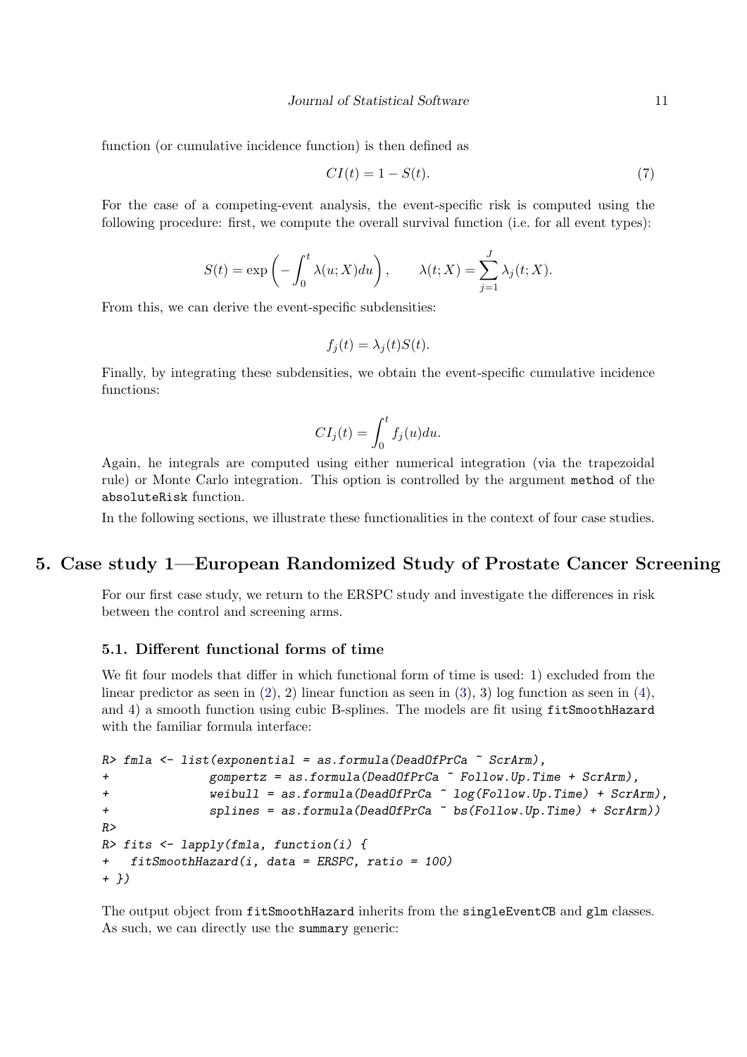function (or cumulative incidence function) is then defined as

$$CI(t) = 1 - S(t). \tag{7}$$

For the case of a competing-event analysis, the event-specific risk is computed using the following procedure: first, we compute the overall survival function (i.e. for all event types):

$$S(t) = \exp\left(-\int_0^t \lambda(u; X) du\right), \qquad \lambda(t; X) = \sum_{j=1}^{J} \lambda_j(t; X).$$

From this, we can derive the event-specific subdensities:

$$f_j(t) = \lambda_j(t) S(t).$$

Finally, by integrating these subdensities, we obtain the event-specific cumulative incidence functions:

$$CI_j(t) = \int_0^t f_j(u) du.$$

Again, he integrals are computed using either numerical integration (via the trapezoidal rule) or Monte Carlo integration. This option is controlled by the argument `method` of the `absoluteRisk` function.

In the following sections, we illustrate these functionalities in the context of four case studies.

# 5. Case study 1—European Randomized Study of Prostate Cancer Screening

For our first case study, we return to the ERSPC study and investigate the differences in risk between the control and screening arms.

## 5.1. Different functional forms of time

We fit four models that differ in which functional form of time is used: 1) excluded from the linear predictor as seen in (2), 2) linear function as seen in (3), 3) log function as seen in (4), and 4) a smooth function using cubic B-splines. The models are fit using `fitSmoothHazard` with the familiar formula interface:

```
R> fmla <- list(exponential = as.formula(DeadOfPrCa ~ ScrArm),
+              gompertz = as.formula(DeadOfPrCa ~ Follow.Up.Time + ScrArm),
+              weibull = as.formula(DeadOfPrCa ~ log(Follow.Up.Time) + ScrArm),
+              splines = as.formula(DeadOfPrCa ~ bs(Follow.Up.Time) + ScrArm))
R>
R> fits <- lapply(fmla, function(i) {
+   fitSmoothHazard(i, data = ERSPC, ratio = 100)
+ })
```

The output object from `fitSmoothHazard` inherits from the `singleEventCB` and `glm` classes. As such, we can directly use the `summary` generic: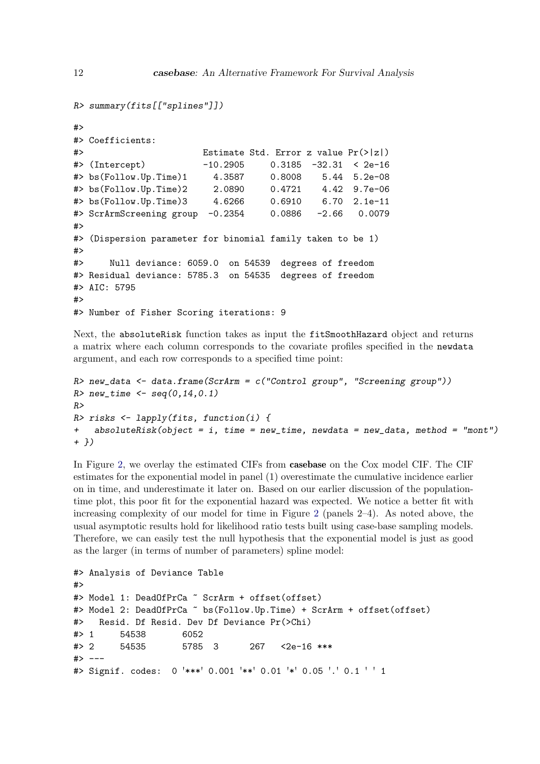```
R> summary(fits[["splines"]])

#>
#> Coefficients:
#>                       Estimate Std. Error z value Pr(>|z|)
#> (Intercept)           -10.2905     0.3185  -32.31  < 2e-16
#> bs(Follow.Up.Time)1     4.3587     0.8008    5.44  5.2e-08
#> bs(Follow.Up.Time)2     2.0890     0.4721    4.42  9.7e-06
#> bs(Follow.Up.Time)3     4.6266     0.6910    6.70  2.1e-11
#> ScrArmScreening group  -0.2354     0.0886   -2.66   0.0079
#>
#> (Dispersion parameter for binomial family taken to be 1)
#>
#>     Null deviance: 6059.0  on 54539  degrees of freedom
#> Residual deviance: 5785.3  on 54535  degrees of freedom
#> AIC: 5795
#>
#> Number of Fisher Scoring iterations: 9
```

Next, the `absoluteRisk` function takes as input the `fitSmoothHazard` object and returns a matrix where each column corresponds to the covariate profiles specified in the `newdata` argument, and each row corresponds to a specified time point:

```
R> new_data <- data.frame(ScrArm = c("Control group", "Screening group"))
R> new_time <- seq(0,14,0.1)
R>
R> risks <- lapply(fits, function(i) {
+   absoluteRisk(object = i, time = new_time, newdata = new_data, method = "mont")
+ })
```

In Figure 2, we overlay the estimated CIFs from **casebase** on the Cox model CIF. The CIF estimates for the exponential model in panel (1) overestimate the cumulative incidence earlier on in time, and underestimate it later on. Based on our earlier discussion of the population-time plot, this poor fit for the exponential hazard was expected. We notice a better fit with increasing complexity of our model for time in Figure 2 (panels 2–4). As noted above, the usual asymptotic results hold for likelihood ratio tests built using case-base sampling models. Therefore, we can easily test the null hypothesis that the exponential model is just as good as the larger (in terms of number of parameters) spline model:

```
#> Analysis of Deviance Table
#>
#> Model 1: DeadOfPrCa ~ ScrArm + offset(offset)
#> Model 2: DeadOfPrCa ~ bs(Follow.Up.Time) + ScrArm + offset(offset)
#>   Resid. Df Resid. Dev Df Deviance Pr(>Chi)
#> 1     54538       6052
#> 2     54535       5785  3      267   <2e-16 ***
#> ---
#> Signif. codes:  0 '***' 0.001 '**' 0.01 '*' 0.05 '.' 0.1 ' ' 1
```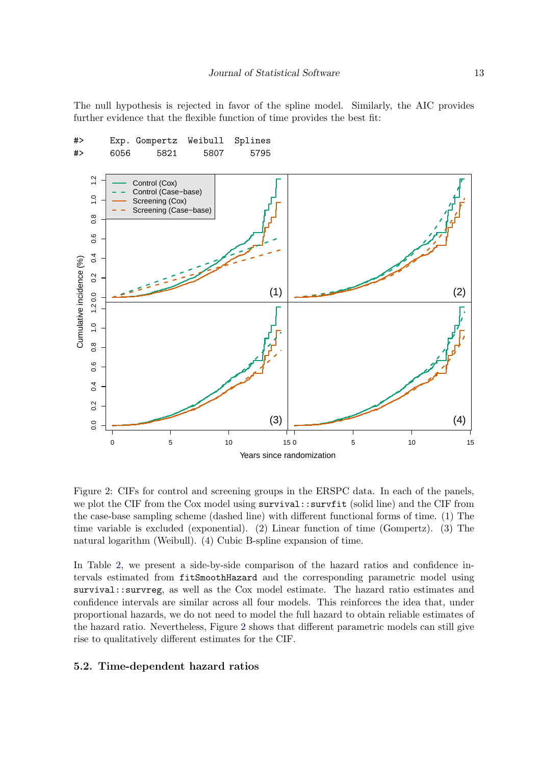The null hypothesis is rejected in favor of the spline model. Similarly, the AIC provides further evidence that the flexible function of time provides the best fit:

```
#>     Exp. Gompertz  Weibull  Splines
#>     6056     5821     5807     5795
```

Figure 2: CIFs for control and screening groups in the ERSPC data. In each of the panels, we plot the CIF from the Cox model using `survival::survfit` (solid line) and the CIF from the case-base sampling scheme (dashed line) with different functional forms of time. (1) The time variable is excluded (exponential). (2) Linear function of time (Gompertz). (3) The natural logarithm (Weibull). (4) Cubic B-spline expansion of time.

In Table 2, we present a side-by-side comparison of the hazard ratios and confidence intervals estimated from `fitSmoothHazard` and the corresponding parametric model using `survival::survreg`, as well as the Cox model estimate. The hazard ratio estimates and confidence intervals are similar across all four models. This reinforces the idea that, under proportional hazards, we do not need to model the full hazard to obtain reliable estimates of the hazard ratio. Nevertheless, Figure 2 shows that different parametric models can still give rise to qualitatively different estimates for the CIF.

### 5.2. Time-dependent hazard ratios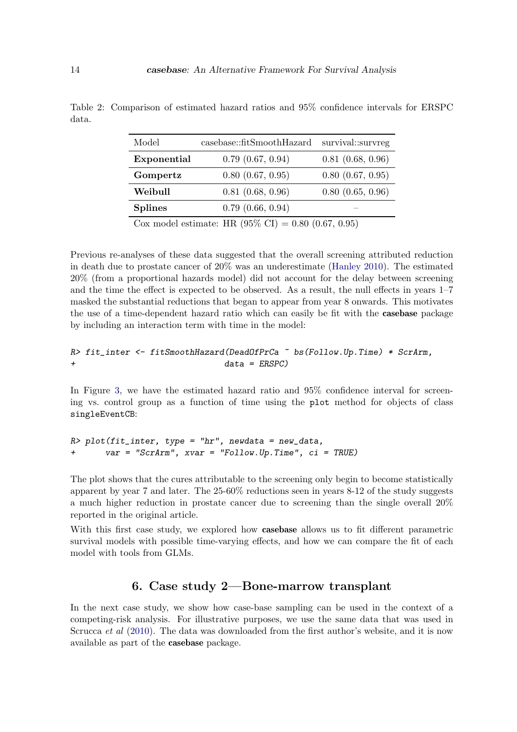Table 2: Comparison of estimated hazard ratios and 95% confidence intervals for ERSPC data.

| Model | casebase::fitSmoothHazard | survival::survreg |
| --- | --- | --- |
| **Exponential** | 0.79 (0.67, 0.94) | 0.81 (0.68, 0.96) |
| **Gompertz** | 0.80 (0.67, 0.95) | 0.80 (0.67, 0.95) |
| **Weibull** | 0.81 (0.68, 0.96) | 0.80 (0.65, 0.96) |
| **Splines** | 0.79 (0.66, 0.94) | – |

Cox model estimate: HR (95% CI) = 0.80 (0.67, 0.95)

Previous re-analyses of these data suggested that the overall screening attributed reduction in death due to prostate cancer of 20% was an underestimate (Hanley 2010). The estimated 20% (from a proportional hazards model) did not account for the delay between screening and the time the effect is expected to be observed. As a result, the null effects in years 1–7 masked the substantial reductions that began to appear from year 8 onwards. This motivates the use of a time-dependent hazard ratio which can easily be fit with the **casebase** package by including an interaction term with time in the model:

```
R> fit_inter <- fitSmoothHazard(DeadOfPrCa ~ bs(Follow.Up.Time) * ScrArm,
+                              data = ERSPC)
```

In Figure 3, we have the estimated hazard ratio and 95% confidence interval for screening vs. control group as a function of time using the `plot` method for objects of class `singleEventCB`:

```
R> plot(fit_inter, type = "hr", newdata = new_data,
+       var = "ScrArm", xvar = "Follow.Up.Time", ci = TRUE)
```

The plot shows that the cures attributable to the screening only begin to become statistically apparent by year 7 and later. The 25-60% reductions seen in years 8-12 of the study suggests a much higher reduction in prostate cancer due to screening than the single overall 20% reported in the original article.

With this first case study, we explored how **casebase** allows us to fit different parametric survival models with possible time-varying effects, and how we can compare the fit of each model with tools from GLMs.

## 6. Case study 2—Bone-marrow transplant

In the next case study, we show how case-base sampling can be used in the context of a competing-risk analysis. For illustrative purposes, we use the same data that was used in Scrucca *et al* (2010). The data was downloaded from the first author's website, and it is now available as part of the **casebase** package.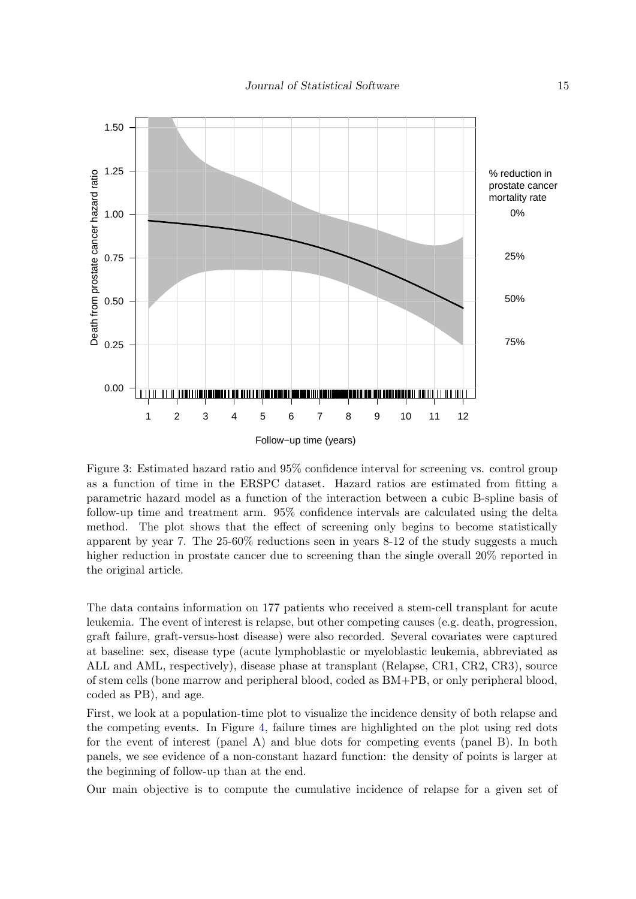Figure 3: Estimated hazard ratio and 95% confidence interval for screening vs. control group as a function of time in the ERSPC dataset. Hazard ratios are estimated from fitting a parametric hazard model as a function of the interaction between a cubic B-spline basis of follow-up time and treatment arm. 95% confidence intervals are calculated using the delta method. The plot shows that the effect of screening only begins to become statistically apparent by year 7. The 25-60% reductions seen in years 8-12 of the study suggests a much higher reduction in prostate cancer due to screening than the single overall 20% reported in the original article.

The data contains information on 177 patients who received a stem-cell transplant for acute leukemia. The event of interest is relapse, but other competing causes (e.g. death, progression, graft failure, graft-versus-host disease) were also recorded. Several covariates were captured at baseline: sex, disease type (acute lymphoblastic or myeloblastic leukemia, abbreviated as ALL and AML, respectively), disease phase at transplant (Relapse, CR1, CR2, CR3), source of stem cells (bone marrow and peripheral blood, coded as BM+PB, or only peripheral blood, coded as PB), and age.

First, we look at a population-time plot to visualize the incidence density of both relapse and the competing events. In Figure 4, failure times are highlighted on the plot using red dots for the event of interest (panel A) and blue dots for competing events (panel B). In both panels, we see evidence of a non-constant hazard function: the density of points is larger at the beginning of follow-up than at the end.

Our main objective is to compute the cumulative incidence of relapse for a given set of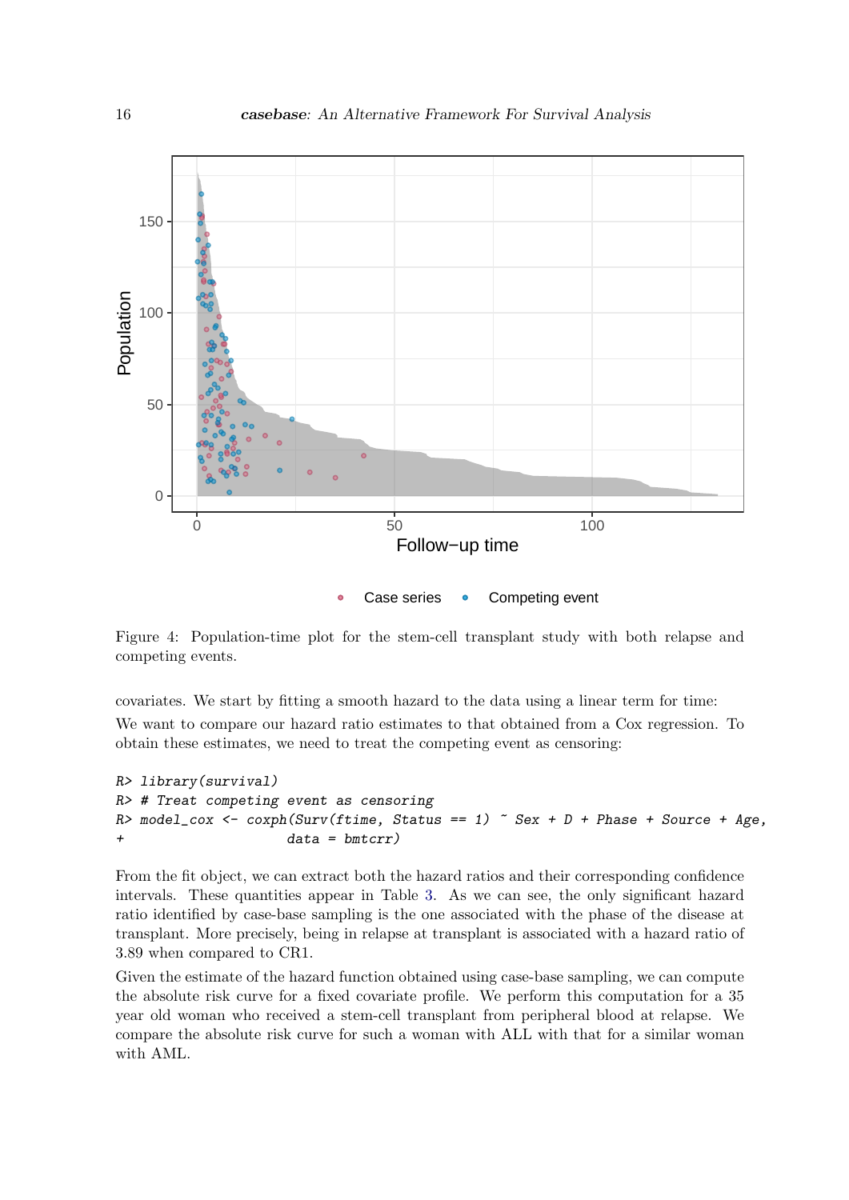Figure 4: Population-time plot for the stem-cell transplant study with both relapse and competing events.

covariates. We start by fitting a smooth hazard to the data using a linear term for time:

We want to compare our hazard ratio estimates to that obtained from a Cox regression. To obtain these estimates, we need to treat the competing event as censoring:

```
R> library(survival)
R> # Treat competing event as censoring
R> model_cox <- coxph(Surv(ftime, Status == 1) ~ Sex + D + Phase + Source + Age,
+                    data = bmtcrr)
```

From the fit object, we can extract both the hazard ratios and their corresponding confidence intervals. These quantities appear in Table 3. As we can see, the only significant hazard ratio identified by case-base sampling is the one associated with the phase of the disease at transplant. More precisely, being in relapse at transplant is associated with a hazard ratio of 3.89 when compared to CR1.

Given the estimate of the hazard function obtained using case-base sampling, we can compute the absolute risk curve for a fixed covariate profile. We perform this computation for a 35 year old woman who received a stem-cell transplant from peripheral blood at relapse. We compare the absolute risk curve for such a woman with ALL with that for a similar woman with AML.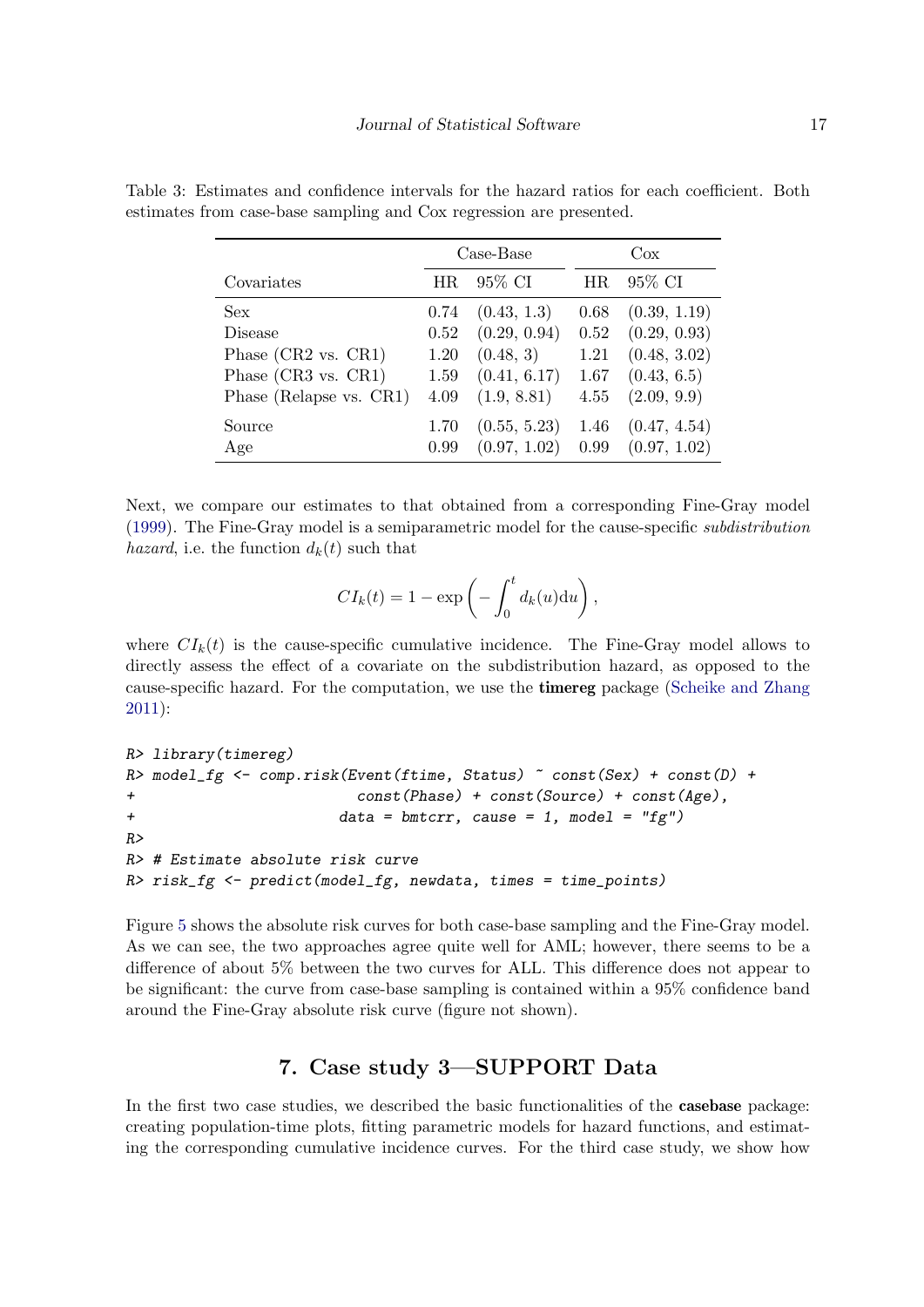Table 3: Estimates and confidence intervals for the hazard ratios for each coefficient. Both estimates from case-base sampling and Cox regression are presented.

| | Case-Base | | Cox | |
|---|---|---|---|---|
| Covariates | HR | 95% CI | HR | 95% CI |
| Sex | 0.74 | (0.43, 1.3) | 0.68 | (0.39, 1.19) |
| Disease | 0.52 | (0.29, 0.94) | 0.52 | (0.29, 0.93) |
| Phase (CR2 vs. CR1) | 1.20 | (0.48, 3) | 1.21 | (0.48, 3.02) |
| Phase (CR3 vs. CR1) | 1.59 | (0.41, 6.17) | 1.67 | (0.43, 6.5) |
| Phase (Relapse vs. CR1) | 4.09 | (1.9, 8.81) | 4.55 | (2.09, 9.9) |
| Source | 1.70 | (0.55, 5.23) | 1.46 | (0.47, 4.54) |
| Age | 0.99 | (0.97, 1.02) | 0.99 | (0.97, 1.02) |

Next, we compare our estimates to that obtained from a corresponding Fine-Gray model (1999). The Fine-Gray model is a semiparametric model for the cause-specific *subdistribution hazard*, i.e. the function $d_k(t)$ such that

$$CI_k(t) = 1 - \exp\left(-\int_0^t d_k(u)\mathrm{d}u\right),$$

where $CI_k(t)$ is the cause-specific cumulative incidence. The Fine-Gray model allows to directly assess the effect of a covariate on the subdistribution hazard, as opposed to the cause-specific hazard. For the computation, we use the **timereg** package (Scheike and Zhang 2011):

```
R> library(timereg)
R> model_fg <- comp.risk(Event(ftime, Status) ~ const(Sex) + const(D) +
+                         const(Phase) + const(Source) + const(Age),
+                       data = bmtcrr, cause = 1, model = "fg")
R>
R> # Estimate absolute risk curve
R> risk_fg <- predict(model_fg, newdata, times = time_points)
```

Figure 5 shows the absolute risk curves for both case-base sampling and the Fine-Gray model. As we can see, the two approaches agree quite well for AML; however, there seems to be a difference of about 5% between the two curves for ALL. This difference does not appear to be significant: the curve from case-base sampling is contained within a 95% confidence band around the Fine-Gray absolute risk curve (figure not shown).

## 7. Case study 3—SUPPORT Data

In the first two case studies, we described the basic functionalities of the **casebase** package: creating population-time plots, fitting parametric models for hazard functions, and estimating the corresponding cumulative incidence curves. For the third case study, we show how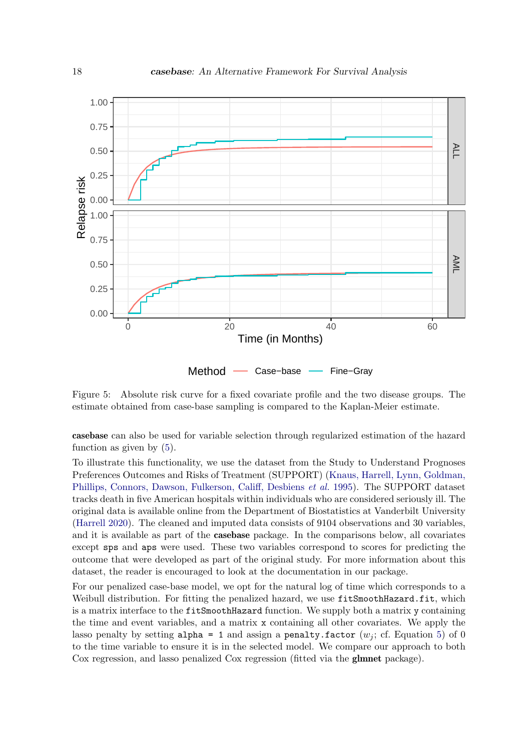Figure 5: Absolute risk curve for a fixed covariate profile and the two disease groups. The estimate obtained from case-base sampling is compared to the Kaplan-Meier estimate.

**casebase** can also be used for variable selection through regularized estimation of the hazard function as given by (5).

To illustrate this functionality, we use the dataset from the Study to Understand Prognoses Preferences Outcomes and Risks of Treatment (SUPPORT) (Knaus, Harrell, Lynn, Goldman, Phillips, Connors, Dawson, Fulkerson, Califf, Desbiens *et al.* 1995). The SUPPORT dataset tracks death in five American hospitals within individuals who are considered seriously ill. The original data is available online from the Department of Biostatistics at Vanderbilt University (Harrell 2020). The cleaned and imputed data consists of 9104 observations and 30 variables, and it is available as part of the **casebase** package. In the comparisons below, all covariates except `sps` and `aps` were used. These two variables correspond to scores for predicting the outcome that were developed as part of the original study. For more information about this dataset, the reader is encouraged to look at the documentation in our package.

For our penalized case-base model, we opt for the natural log of time which corresponds to a Weibull distribution. For fitting the penalized hazard, we use `fitSmoothHazard.fit`, which is a matrix interface to the `fitSmoothHazard` function. We supply both a matrix `y` containing the time and event variables, and a matrix `x` containing all other covariates. We apply the lasso penalty by setting `alpha = 1` and assign a `penalty.factor` ($w_j$; cf. Equation 5) of 0 to the time variable to ensure it is in the selected model. We compare our approach to both Cox regression, and lasso penalized Cox regression (fitted via the **glmnet** package).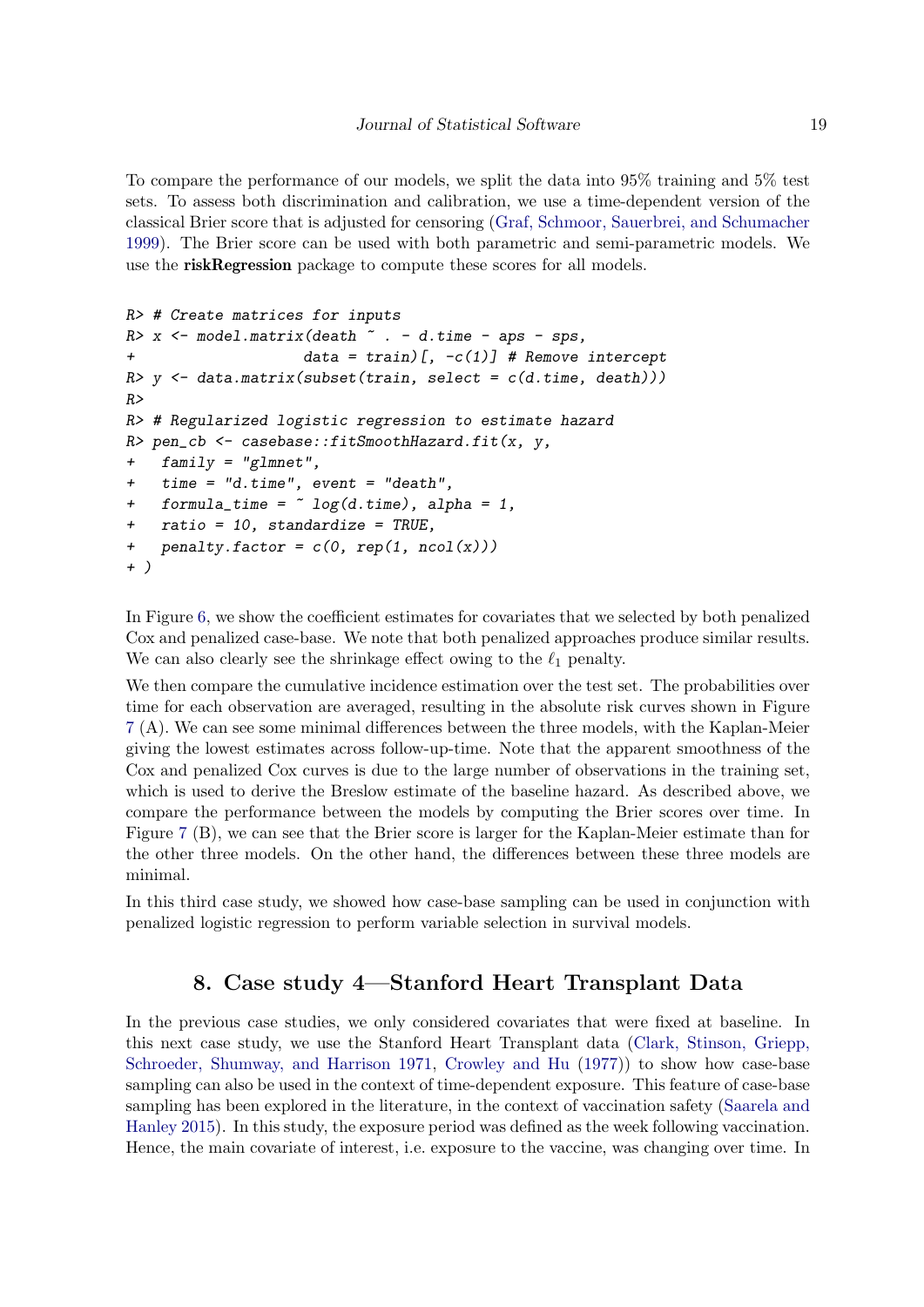To compare the performance of our models, we split the data into 95% training and 5% test sets. To assess both discrimination and calibration, we use a time-dependent version of the classical Brier score that is adjusted for censoring (Graf, Schmoor, Sauerbrei, and Schumacher 1999). The Brier score can be used with both parametric and semi-parametric models. We use the **riskRegression** package to compute these scores for all models.

```
R> # Create matrices for inputs
R> x <- model.matrix(death ~ . - d.time - aps - sps,
+                    data = train)[, -c(1)] # Remove intercept
R> y <- data.matrix(subset(train, select = c(d.time, death)))
R>
R> # Regularized logistic regression to estimate hazard
R> pen_cb <- casebase::fitSmoothHazard.fit(x, y,
+   family = "glmnet",
+   time = "d.time", event = "death",
+   formula_time = ~ log(d.time), alpha = 1,
+   ratio = 10, standardize = TRUE,
+   penalty.factor = c(0, rep(1, ncol(x)))
+ )
```

In Figure 6, we show the coefficient estimates for covariates that we selected by both penalized Cox and penalized case-base. We note that both penalized approaches produce similar results. We can also clearly see the shrinkage effect owing to the $\ell_1$ penalty.

We then compare the cumulative incidence estimation over the test set. The probabilities over time for each observation are averaged, resulting in the absolute risk curves shown in Figure 7 (A). We can see some minimal differences between the three models, with the Kaplan-Meier giving the lowest estimates across follow-up-time. Note that the apparent smoothness of the Cox and penalized Cox curves is due to the large number of observations in the training set, which is used to derive the Breslow estimate of the baseline hazard. As described above, we compare the performance between the models by computing the Brier scores over time. In Figure 7 (B), we can see that the Brier score is larger for the Kaplan-Meier estimate than for the other three models. On the other hand, the differences between these three models are minimal.

In this third case study, we showed how case-base sampling can be used in conjunction with penalized logistic regression to perform variable selection in survival models.

# 8. Case study 4—Stanford Heart Transplant Data

In the previous case studies, we only considered covariates that were fixed at baseline. In this next case study, we use the Stanford Heart Transplant data (Clark, Stinson, Griepp, Schroeder, Shumway, and Harrison 1971, Crowley and Hu (1977)) to show how case-base sampling can also be used in the context of time-dependent exposure. This feature of case-base sampling has been explored in the literature, in the context of vaccination safety (Saarela and Hanley 2015). In this study, the exposure period was defined as the week following vaccination. Hence, the main covariate of interest, i.e. exposure to the vaccine, was changing over time. In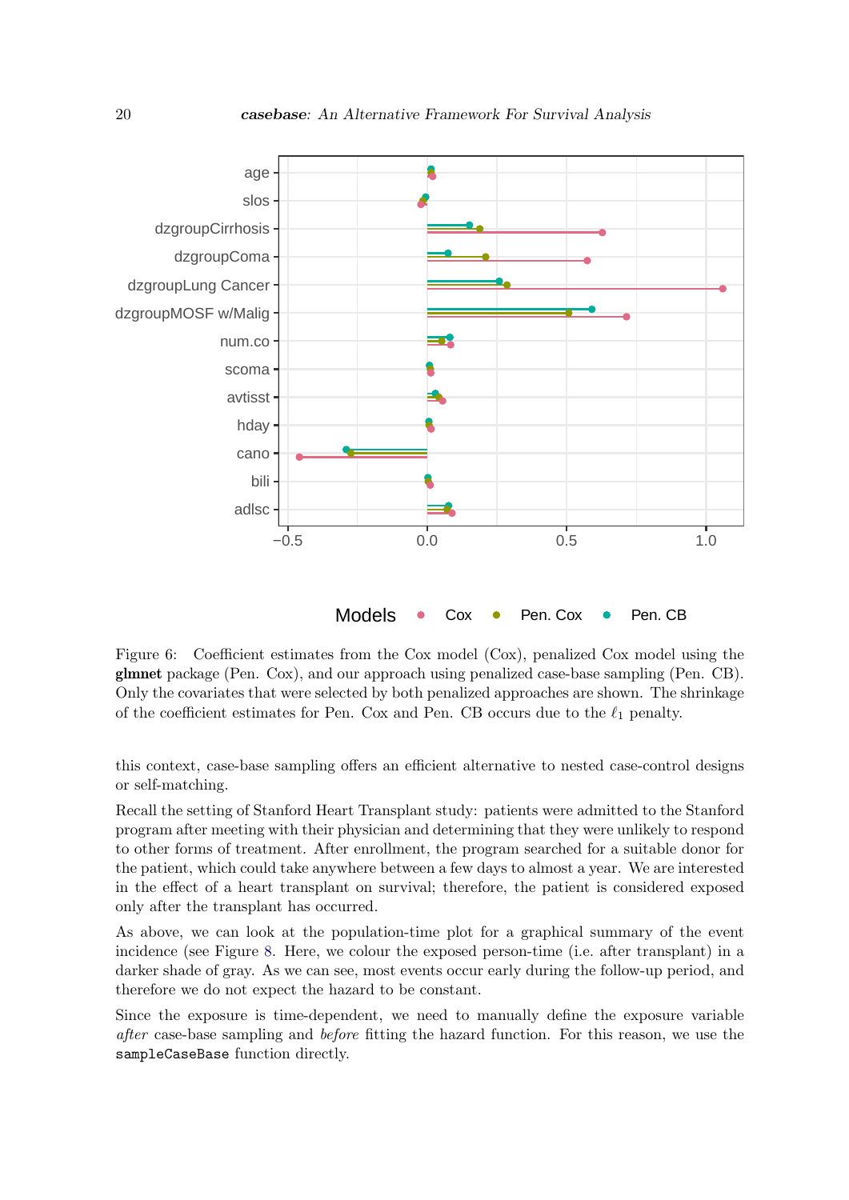Figure 6: Coefficient estimates from the Cox model (Cox), penalized Cox model using the **glmnet** package (Pen. Cox), and our approach using penalized case-base sampling (Pen. CB). Only the covariates that were selected by both penalized approaches are shown. The shrinkage of the coefficient estimates for Pen. Cox and Pen. CB occurs due to the $\ell_1$ penalty.

this context, case-base sampling offers an efficient alternative to nested case-control designs or self-matching.

Recall the setting of Stanford Heart Transplant study: patients were admitted to the Stanford program after meeting with their physician and determining that they were unlikely to respond to other forms of treatment. After enrollment, the program searched for a suitable donor for the patient, which could take anywhere between a few days to almost a year. We are interested in the effect of a heart transplant on survival; therefore, the patient is considered exposed only after the transplant has occurred.

As above, we can look at the population-time plot for a graphical summary of the event incidence (see Figure 8. Here, we colour the exposed person-time (i.e. after transplant) in a darker shade of gray. As we can see, most events occur early during the follow-up period, and therefore we do not expect the hazard to be constant.

Since the exposure is time-dependent, we need to manually define the exposure variable *after* case-base sampling and *before* fitting the hazard function. For this reason, we use the `sampleCaseBase` function directly.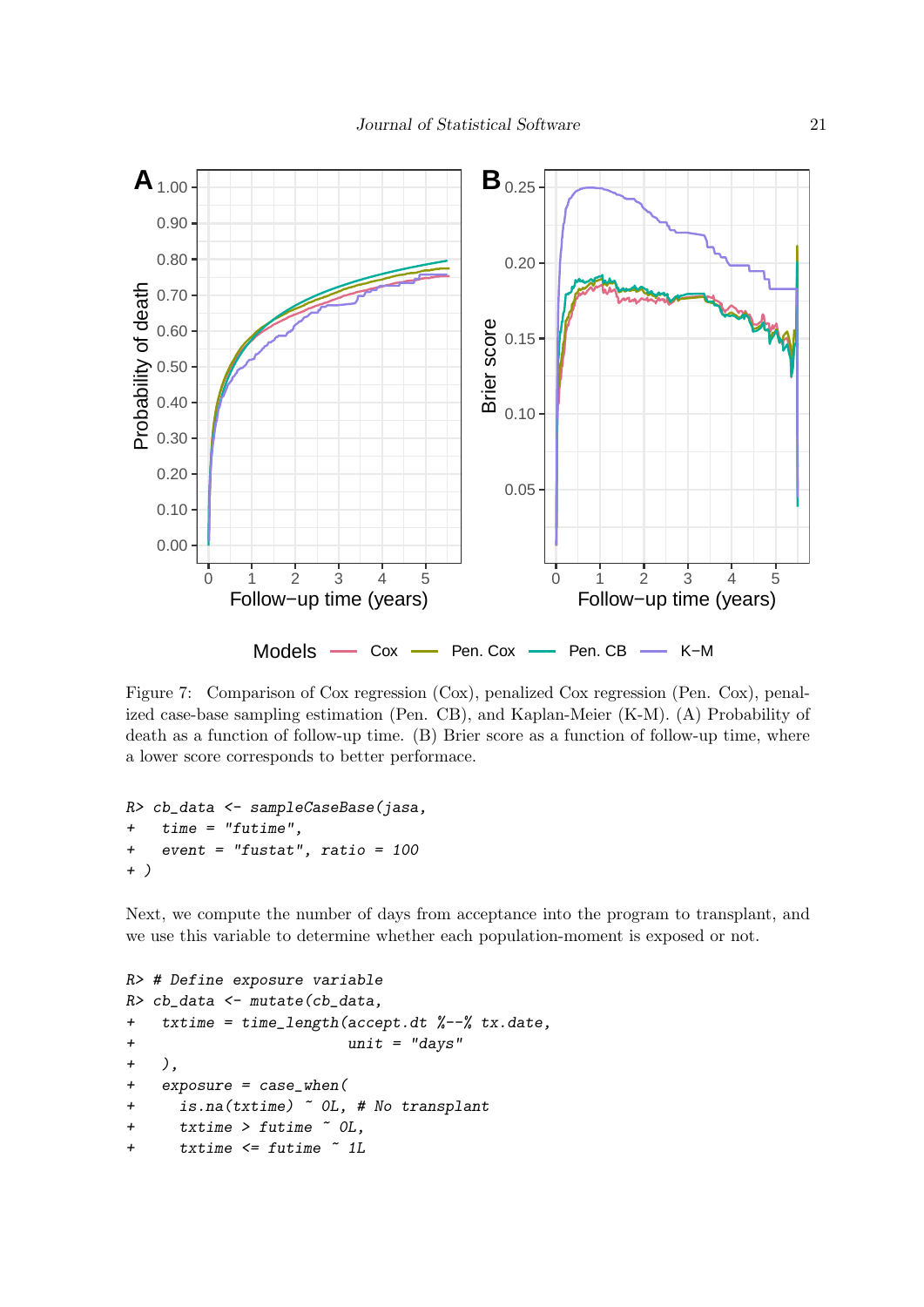Figure 7: Comparison of Cox regression (Cox), penalized Cox regression (Pen. Cox), penalized case-base sampling estimation (Pen. CB), and Kaplan-Meier (K-M). (A) Probability of death as a function of follow-up time. (B) Brier score as a function of follow-up time, where a lower score corresponds to better performace.

```
R> cb_data <- sampleCaseBase(jasa,
+   time = "futime",
+   event = "fustat", ratio = 100
+ )
```

Next, we compute the number of days from acceptance into the program to transplant, and we use this variable to determine whether each population-moment is exposed or not.

```
R> # Define exposure variable
R> cb_data <- mutate(cb_data,
+   txtime = time_length(accept.dt %--% tx.date,
+                        unit = "days"
+   ),
+   exposure = case_when(
+     is.na(txtime) ~ 0L, # No transplant
+     txtime > futime ~ 0L,
+     txtime <= futime ~ 1L
```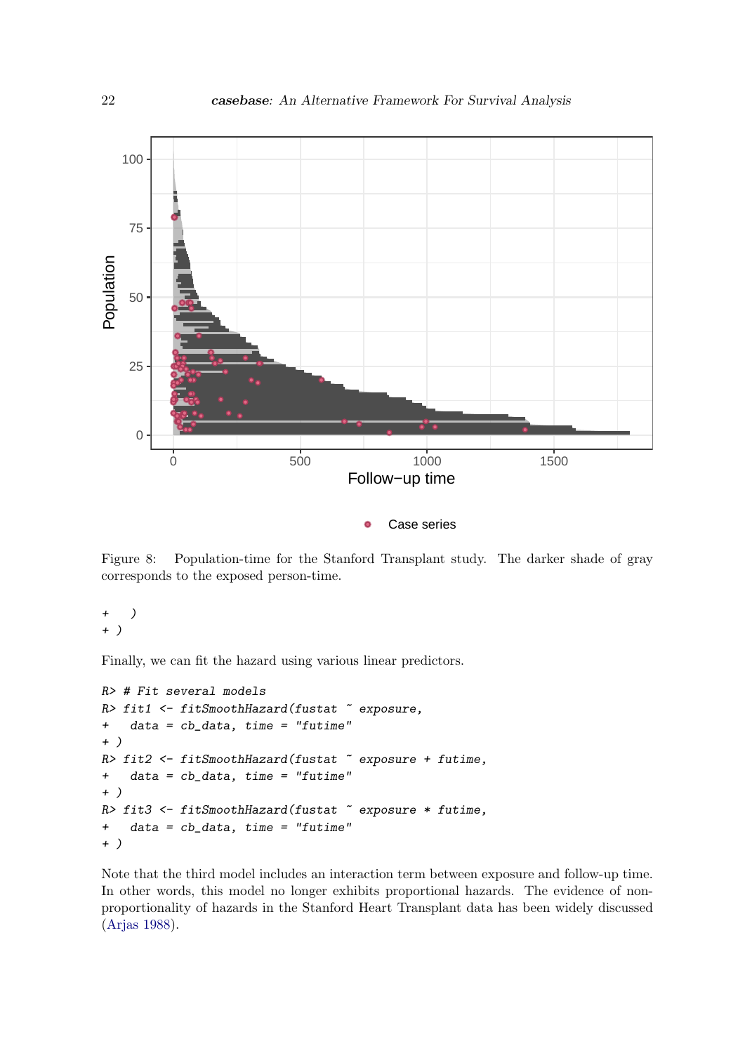Figure 8: Population-time for the Stanford Transplant study. The darker shade of gray corresponds to the exposed person-time.

```
+   )
+ )
```

Finally, we can fit the hazard using various linear predictors.

```
R> # Fit several models
R> fit1 <- fitSmoothHazard(fustat ~ exposure,
+   data = cb_data, time = "futime"
+ )
R> fit2 <- fitSmoothHazard(fustat ~ exposure + futime,
+   data = cb_data, time = "futime"
+ )
R> fit3 <- fitSmoothHazard(fustat ~ exposure * futime,
+   data = cb_data, time = "futime"
+ )
```

Note that the third model includes an interaction term between exposure and follow-up time. In other words, this model no longer exhibits proportional hazards. The evidence of non-proportionality of hazards in the Stanford Heart Transplant data has been widely discussed (Arjas 1988).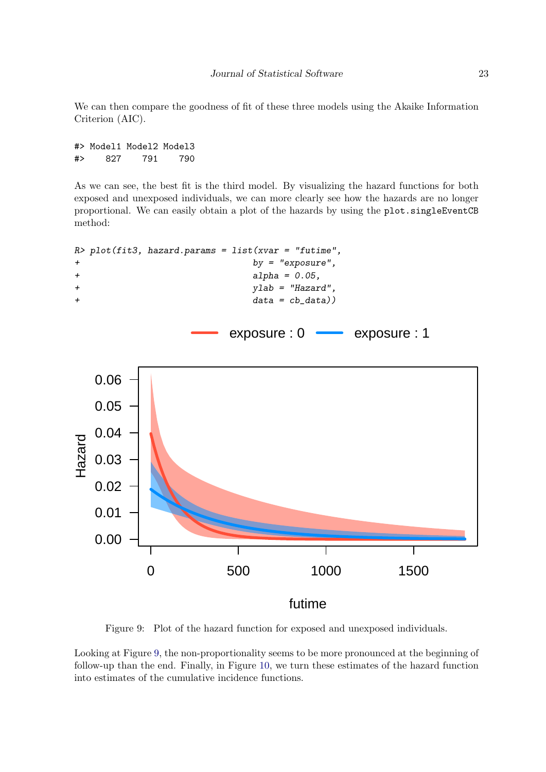We can then compare the goodness of fit of these three models using the Akaike Information Criterion (AIC).

```
#> Model1 Model2 Model3
#>    827    791    790
```

As we can see, the best fit is the third model. By visualizing the hazard functions for both exposed and unexposed individuals, we can more clearly see how the hazards are no longer proportional. We can easily obtain a plot of the hazards by using the `plot.singleEventCB` method:

```
R> plot(fit3, hazard.params = list(xvar = "futime",
+                                  by = "exposure",
+                                  alpha = 0.05,
+                                  ylab = "Hazard",
+                                  data = cb_data))
```

Figure 9: Plot of the hazard function for exposed and unexposed individuals.

Looking at Figure 9, the non-proportionality seems to be more pronounced at the beginning of follow-up than the end. Finally, in Figure 10, we turn these estimates of the hazard function into estimates of the cumulative incidence functions.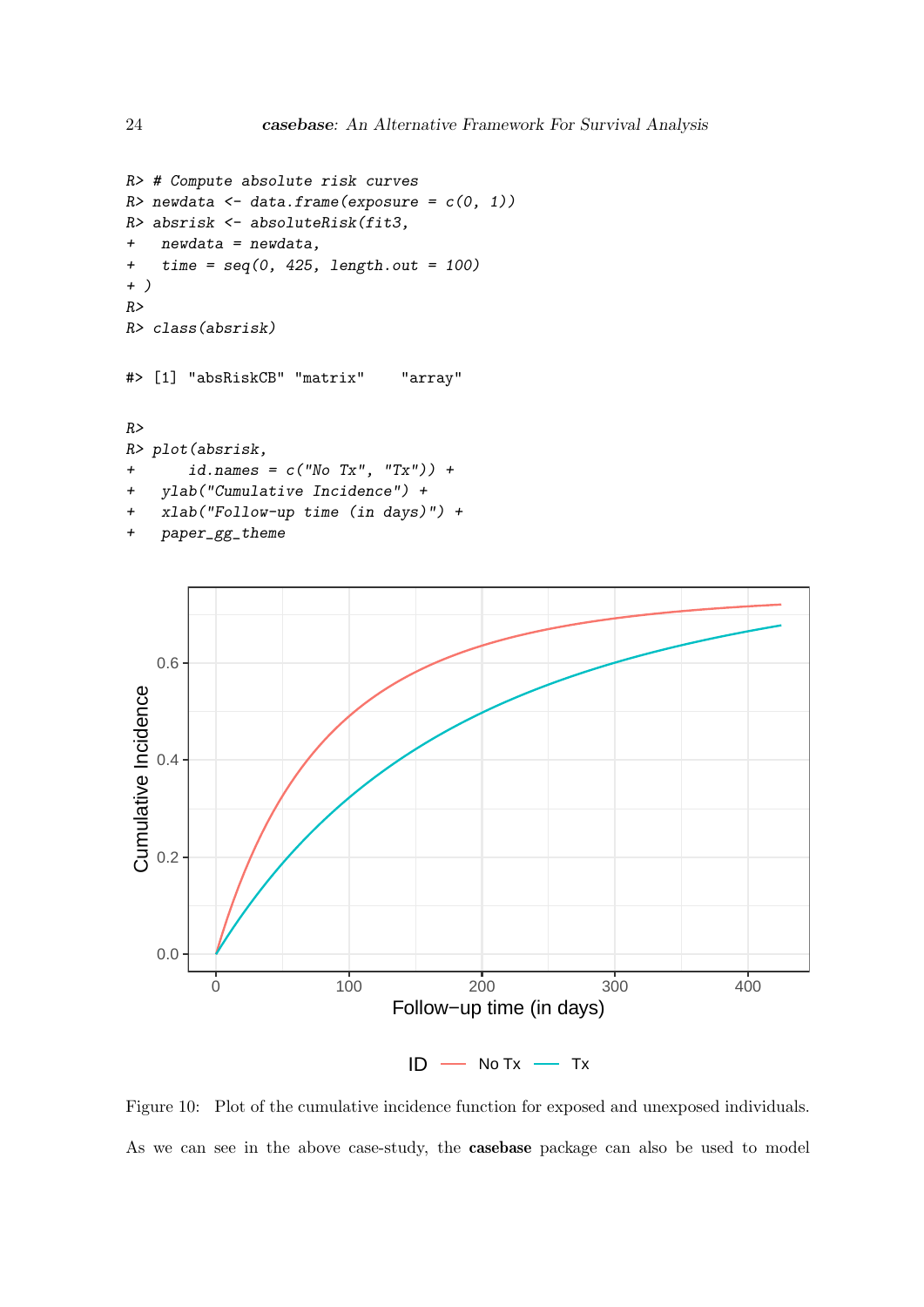```
R> # Compute absolute risk curves
R> newdata <- data.frame(exposure = c(0, 1))
R> absrisk <- absoluteRisk(fit3,
+   newdata = newdata,
+   time = seq(0, 425, length.out = 100)
+ )
R>
R> class(absrisk)

#> [1] "absRiskCB" "matrix"    "array"

R>
R> plot(absrisk,
+      id.names = c("No Tx", "Tx")) +
+   ylab("Cumulative Incidence") +
+   xlab("Follow-up time (in days)") +
+   paper_gg_theme
```

Figure 10: Plot of the cumulative incidence function for exposed and unexposed individuals.

As we can see in the above case-study, the **casebase** package can also be used to model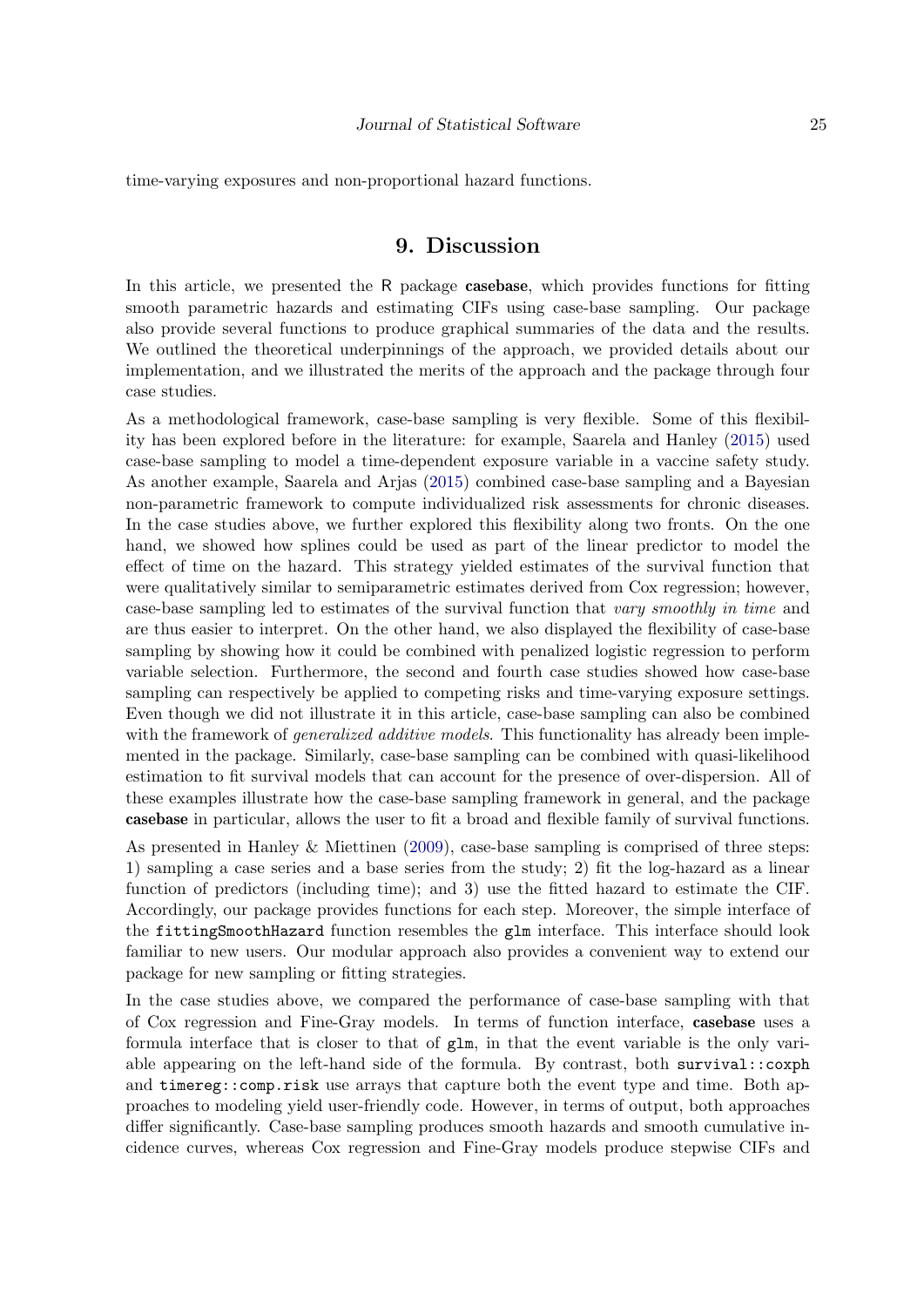time-varying exposures and non-proportional hazard functions.

# 9. Discussion

In this article, we presented the R package **casebase**, which provides functions for fitting smooth parametric hazards and estimating CIFs using case-base sampling. Our package also provide several functions to produce graphical summaries of the data and the results. We outlined the theoretical underpinnings of the approach, we provided details about our implementation, and we illustrated the merits of the approach and the package through four case studies.

As a methodological framework, case-base sampling is very flexible. Some of this flexibility has been explored before in the literature: for example, Saarela and Hanley (2015) used case-base sampling to model a time-dependent exposure variable in a vaccine safety study. As another example, Saarela and Arjas (2015) combined case-base sampling and a Bayesian non-parametric framework to compute individualized risk assessments for chronic diseases. In the case studies above, we further explored this flexibility along two fronts. On the one hand, we showed how splines could be used as part of the linear predictor to model the effect of time on the hazard. This strategy yielded estimates of the survival function that were qualitatively similar to semiparametric estimates derived from Cox regression; however, case-base sampling led to estimates of the survival function that *vary smoothly in time* and are thus easier to interpret. On the other hand, we also displayed the flexibility of case-base sampling by showing how it could be combined with penalized logistic regression to perform variable selection. Furthermore, the second and fourth case studies showed how case-base sampling can respectively be applied to competing risks and time-varying exposure settings. Even though we did not illustrate it in this article, case-base sampling can also be combined with the framework of *generalized additive models*. This functionality has already been implemented in the package. Similarly, case-base sampling can be combined with quasi-likelihood estimation to fit survival models that can account for the presence of over-dispersion. All of these examples illustrate how the case-base sampling framework in general, and the package **casebase** in particular, allows the user to fit a broad and flexible family of survival functions.

As presented in Hanley & Miettinen (2009), case-base sampling is comprised of three steps: 1) sampling a case series and a base series from the study; 2) fit the log-hazard as a linear function of predictors (including time); and 3) use the fitted hazard to estimate the CIF. Accordingly, our package provides functions for each step. Moreover, the simple interface of the `fittingSmoothHazard` function resembles the `glm` interface. This interface should look familiar to new users. Our modular approach also provides a convenient way to extend our package for new sampling or fitting strategies.

In the case studies above, we compared the performance of case-base sampling with that of Cox regression and Fine-Gray models. In terms of function interface, **casebase** uses a formula interface that is closer to that of `glm`, in that the event variable is the only variable appearing on the left-hand side of the formula. By contrast, both `survival::coxph` and `timereg::comp.risk` use arrays that capture both the event type and time. Both approaches to modeling yield user-friendly code. However, in terms of output, both approaches differ significantly. Case-base sampling produces smooth hazards and smooth cumulative incidence curves, whereas Cox regression and Fine-Gray models produce stepwise CIFs and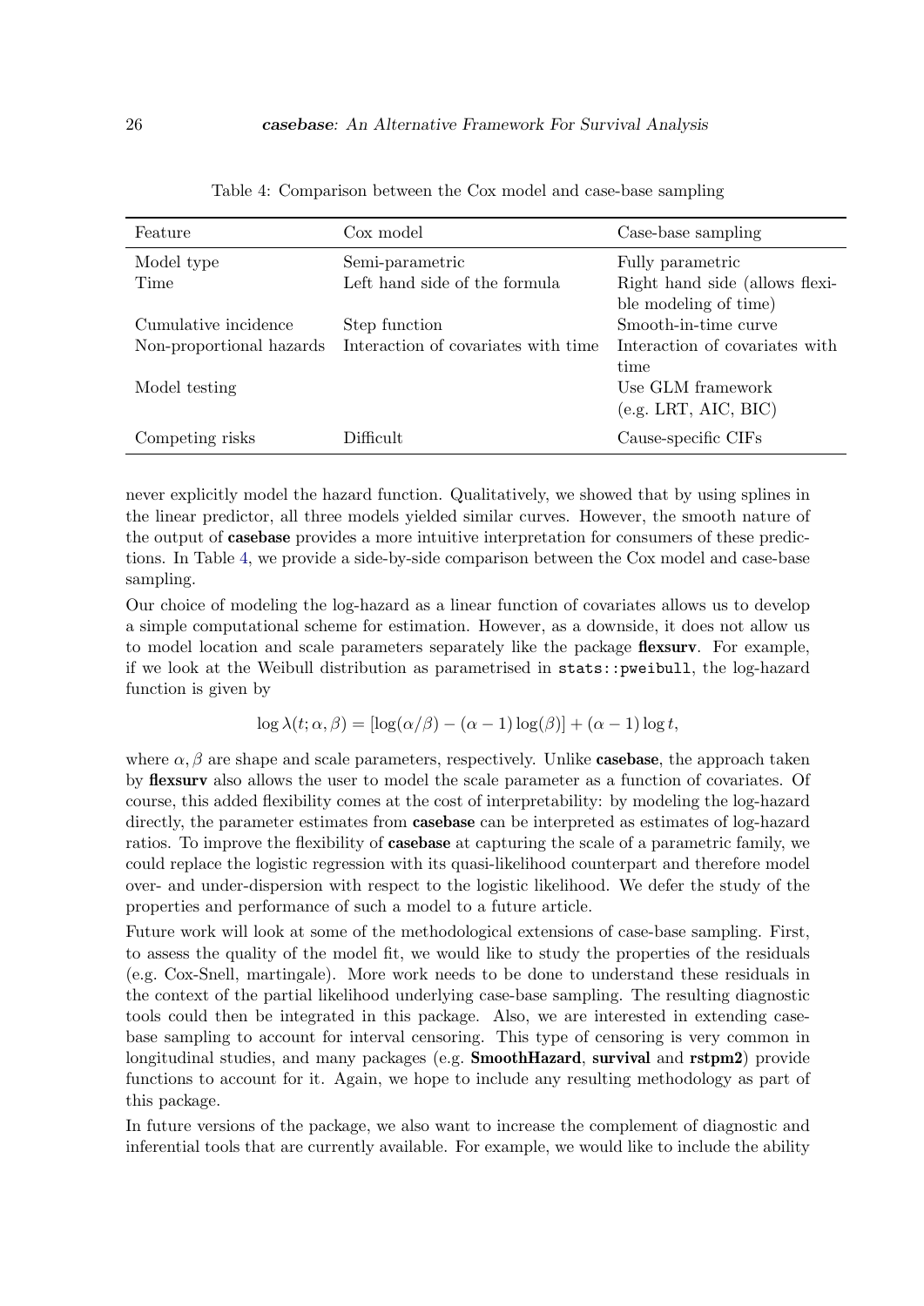Table 4: Comparison between the Cox model and case-base sampling

| Feature | Cox model | Case-base sampling |
| --- | --- | --- |
| Model type | Semi-parametric | Fully parametric |
| Time | Left hand side of the formula | Right hand side (allows flexible modeling of time) |
| Cumulative incidence | Step function | Smooth-in-time curve |
| Non-proportional hazards | Interaction of covariates with time | Interaction of covariates with time |
| Model testing | | Use GLM framework (e.g. LRT, AIC, BIC) |
| Competing risks | Difficult | Cause-specific CIFs |

never explicitly model the hazard function. Qualitatively, we showed that by using splines in the linear predictor, all three models yielded similar curves. However, the smooth nature of the output of **casebase** provides a more intuitive interpretation for consumers of these predictions. In Table 4, we provide a side-by-side comparison between the Cox model and case-base sampling.

Our choice of modeling the log-hazard as a linear function of covariates allows us to develop a simple computational scheme for estimation. However, as a downside, it does not allow us to model location and scale parameters separately like the package **flexsurv**. For example, if we look at the Weibull distribution as parametrised in `stats::pweibull`, the log-hazard function is given by

$$\log \lambda(t; \alpha, \beta) = [\log(\alpha/\beta) - (\alpha - 1)\log(\beta)] + (\alpha - 1)\log t,$$

where $\alpha, \beta$ are shape and scale parameters, respectively. Unlike **casebase**, the approach taken by **flexsurv** also allows the user to model the scale parameter as a function of covariates. Of course, this added flexibility comes at the cost of interpretability: by modeling the log-hazard directly, the parameter estimates from **casebase** can be interpreted as estimates of log-hazard ratios. To improve the flexibility of **casebase** at capturing the scale of a parametric family, we could replace the logistic regression with its quasi-likelihood counterpart and therefore model over- and under-dispersion with respect to the logistic likelihood. We defer the study of the properties and performance of such a model to a future article.

Future work will look at some of the methodological extensions of case-base sampling. First, to assess the quality of the model fit, we would like to study the properties of the residuals (e.g. Cox-Snell, martingale). More work needs to be done to understand these residuals in the context of the partial likelihood underlying case-base sampling. The resulting diagnostic tools could then be integrated in this package. Also, we are interested in extending case-base sampling to account for interval censoring. This type of censoring is very common in longitudinal studies, and many packages (e.g. **SmoothHazard**, **survival** and **rstpm2**) provide functions to account for it. Again, we hope to include any resulting methodology as part of this package.

In future versions of the package, we also want to increase the complement of diagnostic and inferential tools that are currently available. For example, we would like to include the ability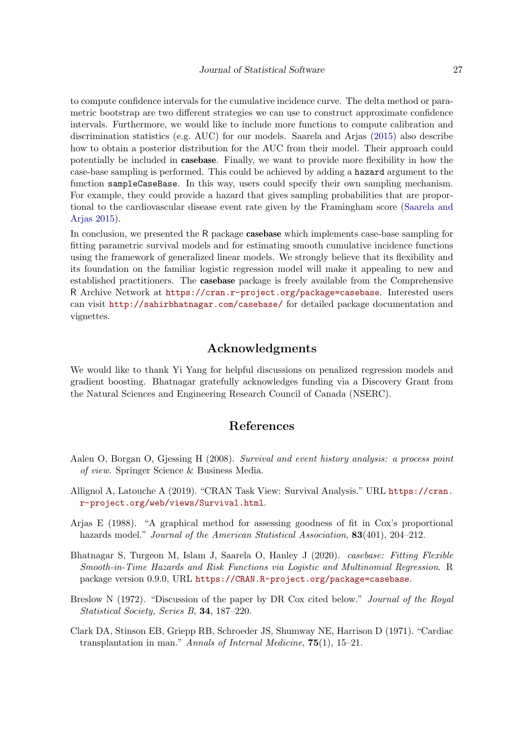to compute confidence intervals for the cumulative incidence curve. The delta method or parametric bootstrap are two different strategies we can use to construct approximate confidence intervals. Furthermore, we would like to include more functions to compute calibration and discrimination statistics (e.g. AUC) for our models. Saarela and Arjas (2015) also describe how to obtain a posterior distribution for the AUC from their model. Their approach could potentially be included in **casebase**. Finally, we want to provide more flexibility in how the case-base sampling is performed. This could be achieved by adding a `hazard` argument to the function `sampleCaseBase`. In this way, users could specify their own sampling mechanism. For example, they could provide a hazard that gives sampling probabilities that are proportional to the cardiovascular disease event rate given by the Framingham score (Saarela and Arjas 2015).

In conclusion, we presented the R package **casebase** which implements case-base sampling for fitting parametric survival models and for estimating smooth cumulative incidence functions using the framework of generalized linear models. We strongly believe that its flexibility and its foundation on the familiar logistic regression model will make it appealing to new and established practitioners. The **casebase** package is freely available from the Comprehensive R Archive Network at `https://cran.r-project.org/package=casebase`. Interested users can visit `http://sahirbhatnagar.com/casebase/` for detailed package documentation and vignettes.

## Acknowledgments

We would like to thank Yi Yang for helpful discussions on penalized regression models and gradient boosting. Bhatnagar gratefully acknowledges funding via a Discovery Grant from the Natural Sciences and Engineering Research Council of Canada (NSERC).

## References

Aalen O, Borgan O, Gjessing H (2008). *Survival and event history analysis: a process point of view*. Springer Science & Business Media.

Allignol A, Latouche A (2019). "CRAN Task View: Survival Analysis." URL `https://cran.r-project.org/web/views/Survival.html`.

Arjas E (1988). "A graphical method for assessing goodness of fit in Cox's proportional hazards model." *Journal of the American Statistical Association*, **83**(401), 204–212.

Bhatnagar S, Turgeon M, Islam J, Saarela O, Hanley J (2020). *casebase: Fitting Flexible Smooth-in-Time Hazards and Risk Functions via Logistic and Multinomial Regression*. R package version 0.9.0, URL `https://CRAN.R-project.org/package=casebase`.

Breslow N (1972). "Discussion of the paper by DR Cox cited below." *Journal of the Royal Statistical Society, Series B*, **34**, 187–220.

Clark DA, Stinson EB, Griepp RB, Schroeder JS, Shumway NE, Harrison D (1971). "Cardiac transplantation in man." *Annals of Internal Medicine*, **75**(1), 15–21.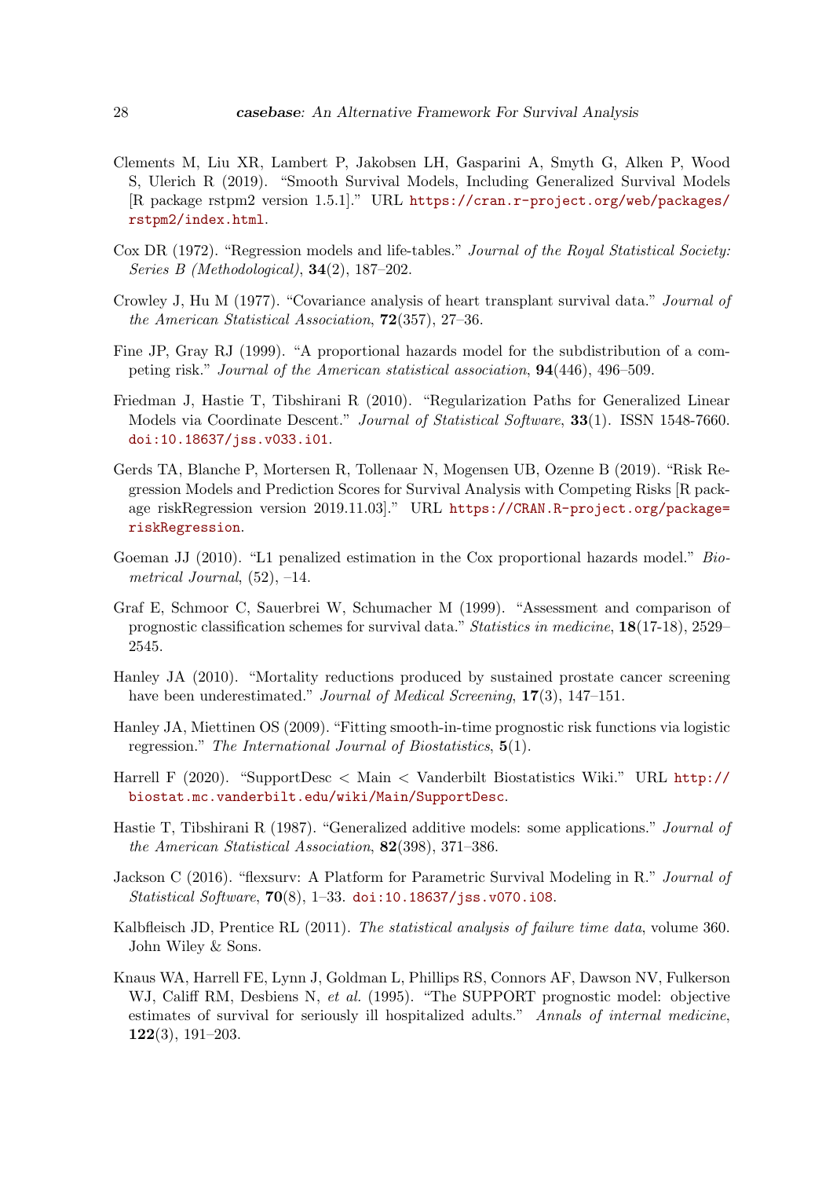Clements M, Liu XR, Lambert P, Jakobsen LH, Gasparini A, Smyth G, Alken P, Wood S, Ulerich R (2019). "Smooth Survival Models, Including Generalized Survival Models [R package rstpm2 version 1.5.1]." URL https://cran.r-project.org/web/packages/rstpm2/index.html.

Cox DR (1972). "Regression models and life-tables." *Journal of the Royal Statistical Society: Series B (Methodological)*, **34**(2), 187–202.

Crowley J, Hu M (1977). "Covariance analysis of heart transplant survival data." *Journal of the American Statistical Association*, **72**(357), 27–36.

Fine JP, Gray RJ (1999). "A proportional hazards model for the subdistribution of a competing risk." *Journal of the American statistical association*, **94**(446), 496–509.

Friedman J, Hastie T, Tibshirani R (2010). "Regularization Paths for Generalized Linear Models via Coordinate Descent." *Journal of Statistical Software*, **33**(1). ISSN 1548-7660. doi:10.18637/jss.v033.i01.

Gerds TA, Blanche P, Mortersen R, Tollenaar N, Mogensen UB, Ozenne B (2019). "Risk Regression Models and Prediction Scores for Survival Analysis with Competing Risks [R package riskRegression version 2019.11.03]." URL https://CRAN.R-project.org/package=riskRegression.

Goeman JJ (2010). "L1 penalized estimation in the Cox proportional hazards model." *Biometrical Journal*, (52), –14.

Graf E, Schmoor C, Sauerbrei W, Schumacher M (1999). "Assessment and comparison of prognostic classification schemes for survival data." *Statistics in medicine*, **18**(17-18), 2529–2545.

Hanley JA (2010). "Mortality reductions produced by sustained prostate cancer screening have been underestimated." *Journal of Medical Screening*, **17**(3), 147–151.

Hanley JA, Miettinen OS (2009). "Fitting smooth-in-time prognostic risk functions via logistic regression." *The International Journal of Biostatistics*, **5**(1).

Harrell F (2020). "SupportDesc < Main < Vanderbilt Biostatistics Wiki." URL http://biostat.mc.vanderbilt.edu/wiki/Main/SupportDesc.

Hastie T, Tibshirani R (1987). "Generalized additive models: some applications." *Journal of the American Statistical Association*, **82**(398), 371–386.

Jackson C (2016). "flexsurv: A Platform for Parametric Survival Modeling in R." *Journal of Statistical Software*, **70**(8), 1–33. doi:10.18637/jss.v070.i08.

Kalbfleisch JD, Prentice RL (2011). *The statistical analysis of failure time data*, volume 360. John Wiley & Sons.

Knaus WA, Harrell FE, Lynn J, Goldman L, Phillips RS, Connors AF, Dawson NV, Fulkerson WJ, Califf RM, Desbiens N, *et al.* (1995). "The SUPPORT prognostic model: objective estimates of survival for seriously ill hospitalized adults." *Annals of internal medicine*, **122**(3), 191–203.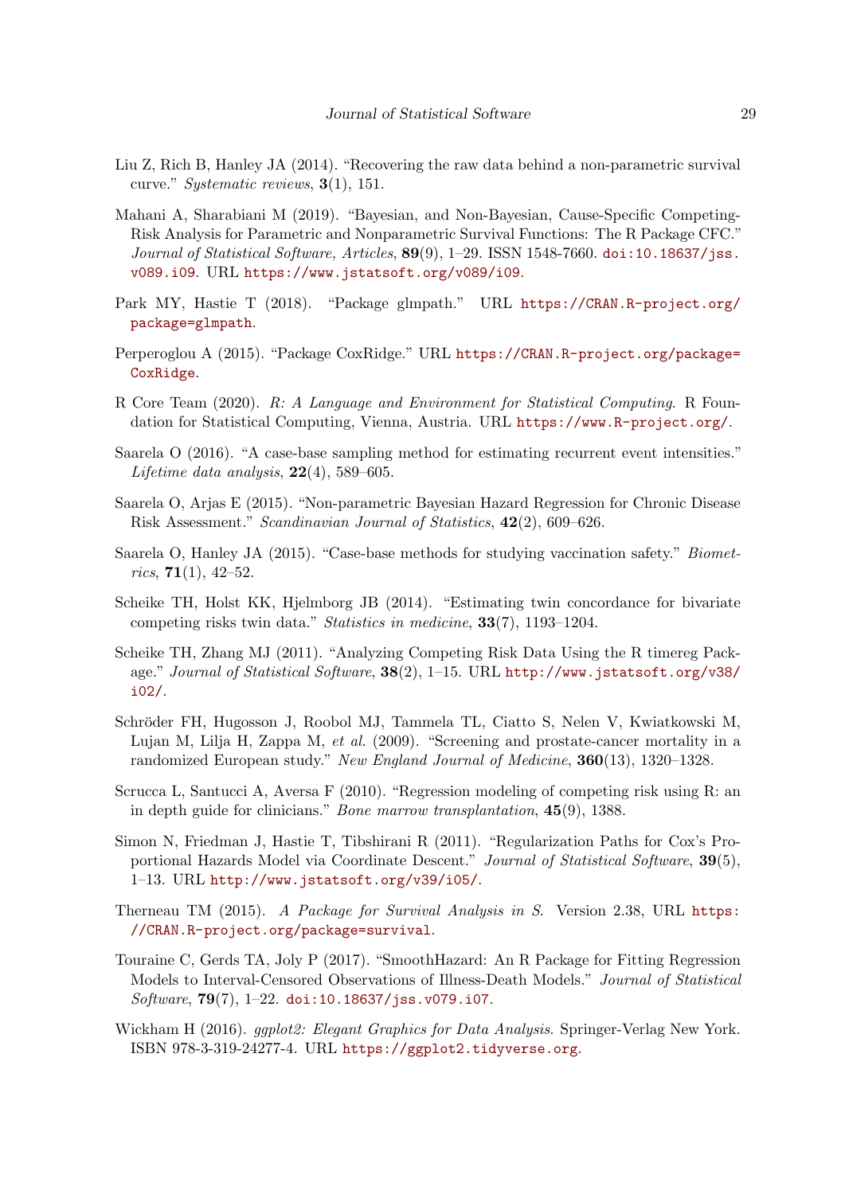Liu Z, Rich B, Hanley JA (2014). "Recovering the raw data behind a non-parametric survival curve." *Systematic reviews*, **3**(1), 151.

Mahani A, Sharabiani M (2019). "Bayesian, and Non-Bayesian, Cause-Specific Competing-Risk Analysis for Parametric and Nonparametric Survival Functions: The R Package CFC." *Journal of Statistical Software, Articles*, **89**(9), 1–29. ISSN 1548-7660. doi:10.18637/jss.v089.i09. URL https://www.jstatsoft.org/v089/i09.

Park MY, Hastie T (2018). "Package glmpath." URL https://CRAN.R-project.org/package=glmpath.

Perperoglou A (2015). "Package CoxRidge." URL https://CRAN.R-project.org/package=CoxRidge.

R Core Team (2020). *R: A Language and Environment for Statistical Computing*. R Foundation for Statistical Computing, Vienna, Austria. URL https://www.R-project.org/.

Saarela O (2016). "A case-base sampling method for estimating recurrent event intensities." *Lifetime data analysis*, **22**(4), 589–605.

Saarela O, Arjas E (2015). "Non-parametric Bayesian Hazard Regression for Chronic Disease Risk Assessment." *Scandinavian Journal of Statistics*, **42**(2), 609–626.

Saarela O, Hanley JA (2015). "Case-base methods for studying vaccination safety." *Biometrics*, **71**(1), 42–52.

Scheike TH, Holst KK, Hjelmborg JB (2014). "Estimating twin concordance for bivariate competing risks twin data." *Statistics in medicine*, **33**(7), 1193–1204.

Scheike TH, Zhang MJ (2011). "Analyzing Competing Risk Data Using the R timereg Package." *Journal of Statistical Software*, **38**(2), 1–15. URL http://www.jstatsoft.org/v38/i02/.

Schröder FH, Hugosson J, Roobol MJ, Tammela TL, Ciatto S, Nelen V, Kwiatkowski M, Lujan M, Lilja H, Zappa M, *et al.* (2009). "Screening and prostate-cancer mortality in a randomized European study." *New England Journal of Medicine*, **360**(13), 1320–1328.

Scrucca L, Santucci A, Aversa F (2010). "Regression modeling of competing risk using R: an in depth guide for clinicians." *Bone marrow transplantation*, **45**(9), 1388.

Simon N, Friedman J, Hastie T, Tibshirani R (2011). "Regularization Paths for Cox's Proportional Hazards Model via Coordinate Descent." *Journal of Statistical Software*, **39**(5), 1–13. URL http://www.jstatsoft.org/v39/i05/.

Therneau TM (2015). *A Package for Survival Analysis in S*. Version 2.38, URL https://CRAN.R-project.org/package=survival.

Touraine C, Gerds TA, Joly P (2017). "SmoothHazard: An R Package for Fitting Regression Models to Interval-Censored Observations of Illness-Death Models." *Journal of Statistical Software*, **79**(7), 1–22. doi:10.18637/jss.v079.i07.

Wickham H (2016). *ggplot2: Elegant Graphics for Data Analysis*. Springer-Verlag New York. ISBN 978-3-319-24277-4. URL https://ggplot2.tidyverse.org.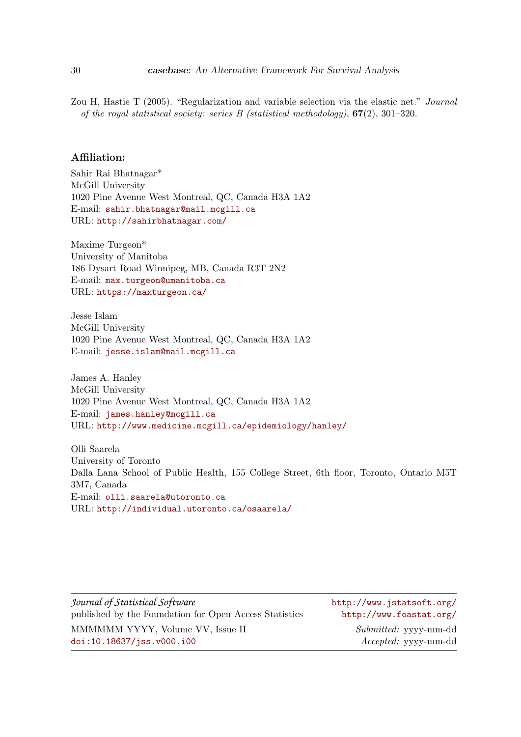Zou H, Hastie T (2005). "Regularization and variable selection via the elastic net." *Journal of the royal statistical society: series B (statistical methodology)*, **67**(2), 301–320.

### Affiliation:

Sahir Rai Bhatnagar*
McGill University
1020 Pine Avenue West Montreal, QC, Canada H3A 1A2
E-mail: sahir.bhatnagar@mail.mcgill.ca
URL: http://sahirbhatnagar.com/

Maxime Turgeon*
University of Manitoba
186 Dysart Road Winnipeg, MB, Canada R3T 2N2
E-mail: max.turgeon@umanitoba.ca
URL: https://maxturgeon.ca/

Jesse Islam
McGill University
1020 Pine Avenue West Montreal, QC, Canada H3A 1A2
E-mail: jesse.islam@mail.mcgill.ca

James A. Hanley
McGill University
1020 Pine Avenue West Montreal, QC, Canada H3A 1A2
E-mail: james.hanley@mcgill.ca
URL: http://www.medicine.mcgill.ca/epidemiology/hanley/

Olli Saarela
University of Toronto
Dalla Lana School of Public Health, 155 College Street, 6th floor, Toronto, Ontario M5T 3M7, Canada
E-mail: olli.saarela@utoronto.ca
URL: http://individual.utoronto.ca/osaarela/